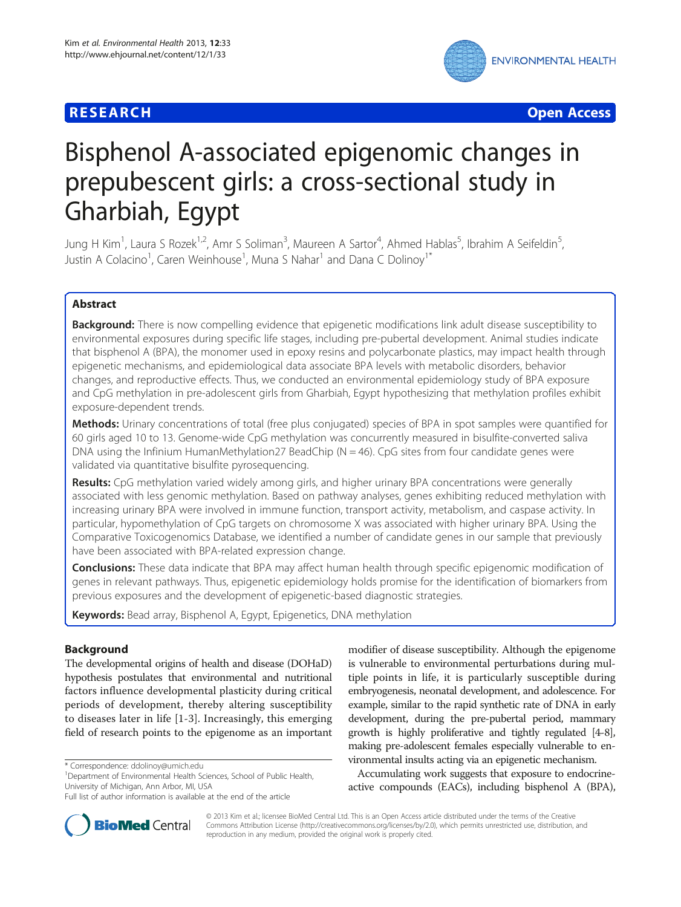**RESEARCH** **Open Access**

# Bisphenol A-associated epigenomic changes in prepubescent girls: a cross-sectional study in Gharbiah, Egypt

Jung H Kim[1], Laura S Rozek[1,2], Amr S Soliman[3], Maureen A Sartor[4], Ahmed Hablas[5], Ibrahim A Seifeldin[5], Justin A Colacino[1], Caren Weinhouse[1], Muna S Nahar[1] and Dana C Dolinoy[1*]

## Abstract

**Background:** There is now compelling evidence that epigenetic modifications link adult disease susceptibility to environmental exposures during specific life stages, including pre-pubertal development. Animal studies indicate that bisphenol A (BPA), the monomer used in epoxy resins and polycarbonate plastics, may impact health through epigenetic mechanisms, and epidemiological data associate BPA levels with metabolic disorders, behavior changes, and reproductive effects. Thus, we conducted an environmental epidemiology study of BPA exposure and CpG methylation in pre-adolescent girls from Gharbiah, Egypt hypothesizing that methylation profiles exhibit exposure-dependent trends.

**Methods:** Urinary concentrations of total (free plus conjugated) species of BPA in spot samples were quantified for 60 girls aged 10 to 13. Genome-wide CpG methylation was concurrently measured in bisulfite-converted saliva DNA using the Infinium HumanMethylation27 BeadChip (N = 46). CpG sites from four candidate genes were validated via quantitative bisulfite pyrosequencing.

**Results:** CpG methylation varied widely among girls, and higher urinary BPA concentrations were generally associated with less genomic methylation. Based on pathway analyses, genes exhibiting reduced methylation with increasing urinary BPA were involved in immune function, transport activity, metabolism, and caspase activity. In particular, hypomethylation of CpG targets on chromosome X was associated with higher urinary BPA. Using the Comparative Toxicogenomics Database, we identified a number of candidate genes in our sample that previously have been associated with BPA-related expression change.

**Conclusions:** These data indicate that BPA may affect human health through specific epigenomic modification of genes in relevant pathways. Thus, epigenetic epidemiology holds promise for the identification of biomarkers from previous exposures and the development of epigenetic-based diagnostic strategies.

**Keywords:** Bead array, Bisphenol A, Egypt, Epigenetics, DNA methylation

## Background

The developmental origins of health and disease (DOHaD) hypothesis postulates that environmental and nutritional factors influence developmental plasticity during critical periods of development, thereby altering susceptibility to diseases later in life [1-3]. Increasingly, this emerging field of research points to the epigenome as an important modifier of disease susceptibility. Although the epigenome is vulnerable to environmental perturbations during multiple points in life, it is particularly susceptible during embryogenesis, neonatal development, and adolescence. For example, similar to the rapid synthetic rate of DNA in early development, during the pre-pubertal period, mammary growth is highly proliferative and tightly regulated [4-8], making pre-adolescent females especially vulnerable to environmental insults acting via an epigenetic mechanism.

Accumulating work suggests that exposure to endocrine-active compounds (EACs), including bisphenol A (BPA),

\* Correspondence: ddolinoy@umich.edu
[1]Department of Environmental Health Sciences, School of Public Health, University of Michigan, Ann Arbor, MI, USA
Full list of author information is available at the end of the article

© 2013 Kim et al.; licensee BioMed Central Ltd. This is an Open Access article distributed under the terms of the Creative Commons Attribution License (http://creativecommons.org/licenses/by/2.0), which permits unrestricted use, distribution, and reproduction in any medium, provided the original work is properly cited.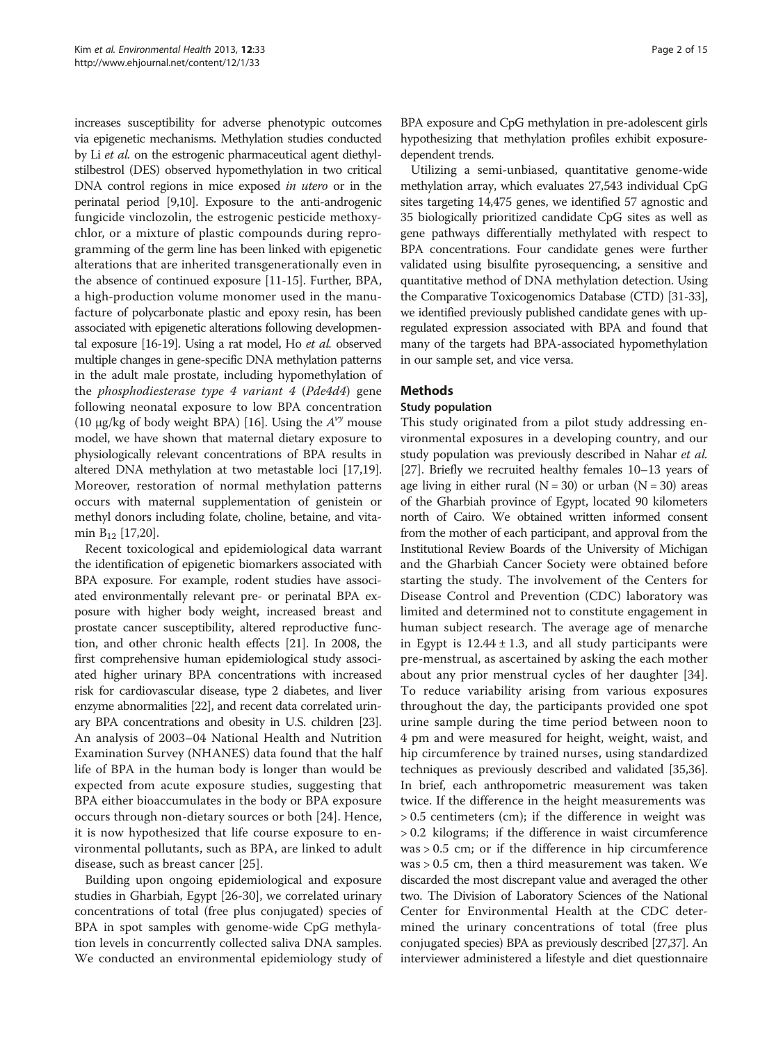increases susceptibility for adverse phenotypic outcomes via epigenetic mechanisms. Methylation studies conducted by Li *et al.* on the estrogenic pharmaceutical agent diethylstilbestrol (DES) observed hypomethylation in two critical DNA control regions in mice exposed *in utero* or in the perinatal period [9,10]. Exposure to the anti-androgenic fungicide vinclozolin, the estrogenic pesticide methoxychlor, or a mixture of plastic compounds during reprogramming of the germ line has been linked with epigenetic alterations that are inherited transgenerationally even in the absence of continued exposure [11-15]. Further, BPA, a high-production volume monomer used in the manufacture of polycarbonate plastic and epoxy resin, has been associated with epigenetic alterations following developmental exposure [16-19]. Using a rat model, Ho *et al.* observed multiple changes in gene-specific DNA methylation patterns in the adult male prostate, including hypomethylation of the *phosphodiesterase type 4 variant 4* (*Pde4d4*) gene following neonatal exposure to low BPA concentration (10 μg/kg of body weight BPA) [16]. Using the $A^{vy}$ mouse model, we have shown that maternal dietary exposure to physiologically relevant concentrations of BPA results in altered DNA methylation at two metastable loci [17,19]. Moreover, restoration of normal methylation patterns occurs with maternal supplementation of genistein or methyl donors including folate, choline, betaine, and vitamin $B_{12}$ [17,20].

Recent toxicological and epidemiological data warrant the identification of epigenetic biomarkers associated with BPA exposure. For example, rodent studies have associated environmentally relevant pre- or perinatal BPA exposure with higher body weight, increased breast and prostate cancer susceptibility, altered reproductive function, and other chronic health effects [21]. In 2008, the first comprehensive human epidemiological study associated higher urinary BPA concentrations with increased risk for cardiovascular disease, type 2 diabetes, and liver enzyme abnormalities [22], and recent data correlated urinary BPA concentrations and obesity in U.S. children [23]. An analysis of 2003–04 National Health and Nutrition Examination Survey (NHANES) data found that the half life of BPA in the human body is longer than would be expected from acute exposure studies, suggesting that BPA either bioaccumulates in the body or BPA exposure occurs through non-dietary sources or both [24]. Hence, it is now hypothesized that life course exposure to environmental pollutants, such as BPA, are linked to adult disease, such as breast cancer [25].

Building upon ongoing epidemiological and exposure studies in Gharbiah, Egypt [26-30], we correlated urinary concentrations of total (free plus conjugated) species of BPA in spot samples with genome-wide CpG methylation levels in concurrently collected saliva DNA samples. We conducted an environmental epidemiology study of BPA exposure and CpG methylation in pre-adolescent girls hypothesizing that methylation profiles exhibit exposure-dependent trends.

Utilizing a semi-unbiased, quantitative genome-wide methylation array, which evaluates 27,543 individual CpG sites targeting 14,475 genes, we identified 57 agnostic and 35 biologically prioritized candidate CpG sites as well as gene pathways differentially methylated with respect to BPA concentrations. Four candidate genes were further validated using bisulfite pyrosequencing, a sensitive and quantitative method of DNA methylation detection. Using the Comparative Toxicogenomics Database (CTD) [31-33], we identified previously published candidate genes with up-regulated expression associated with BPA and found that many of the targets had BPA-associated hypomethylation in our sample set, and vice versa.

## Methods

### Study population

This study originated from a pilot study addressing environmental exposures in a developing country, and our study population was previously described in Nahar *et al.* [27]. Briefly we recruited healthy females 10–13 years of age living in either rural (N = 30) or urban (N = 30) areas of the Gharbiah province of Egypt, located 90 kilometers north of Cairo. We obtained written informed consent from the mother of each participant, and approval from the Institutional Review Boards of the University of Michigan and the Gharbiah Cancer Society were obtained before starting the study. The involvement of the Centers for Disease Control and Prevention (CDC) laboratory was limited and determined not to constitute engagement in human subject research. The average age of menarche in Egypt is 12.44 ± 1.3, and all study participants were pre-menstrual, as ascertained by asking the each mother about any prior menstrual cycles of her daughter [34]. To reduce variability arising from various exposures throughout the day, the participants provided one spot urine sample during the time period between noon to 4 pm and were measured for height, weight, waist, and hip circumference by trained nurses, using standardized techniques as previously described and validated [35,36]. In brief, each anthropometric measurement was taken twice. If the difference in the height measurements was > 0.5 centimeters (cm); if the difference in weight was > 0.2 kilograms; if the difference in waist circumference was > 0.5 cm; or if the difference in hip circumference was > 0.5 cm, then a third measurement was taken. We discarded the most discrepant value and averaged the other two. The Division of Laboratory Sciences of the National Center for Environmental Health at the CDC determined the urinary concentrations of total (free plus conjugated species) BPA as previously described [27,37]. An interviewer administered a lifestyle and diet questionnaire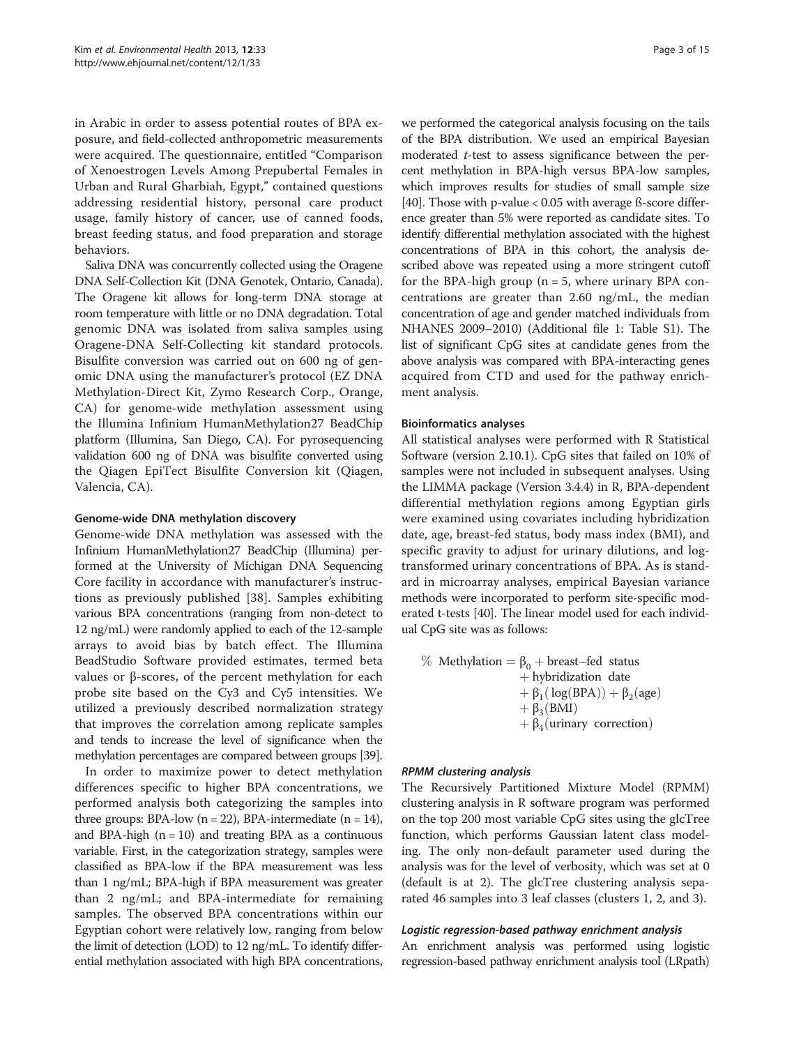in Arabic in order to assess potential routes of BPA exposure, and field-collected anthropometric measurements were acquired. The questionnaire, entitled "Comparison of Xenoestrogen Levels Among Prepubertal Females in Urban and Rural Gharbiah, Egypt," contained questions addressing residential history, personal care product usage, family history of cancer, use of canned foods, breast feeding status, and food preparation and storage behaviors.

Saliva DNA was concurrently collected using the Oragene DNA Self-Collection Kit (DNA Genotek, Ontario, Canada). The Oragene kit allows for long-term DNA storage at room temperature with little or no DNA degradation. Total genomic DNA was isolated from saliva samples using Oragene-DNA Self-Collecting kit standard protocols. Bisulfite conversion was carried out on 600 ng of genomic DNA using the manufacturer's protocol (EZ DNA Methylation-Direct Kit, Zymo Research Corp., Orange, CA) for genome-wide methylation assessment using the Illumina Infinium HumanMethylation27 BeadChip platform (Illumina, San Diego, CA). For pyrosequencing validation 600 ng of DNA was bisulfite converted using the Qiagen EpiTect Bisulfite Conversion kit (Qiagen, Valencia, CA).

#### Genome-wide DNA methylation discovery

Genome-wide DNA methylation was assessed with the Infinium HumanMethylation27 BeadChip (Illumina) performed at the University of Michigan DNA Sequencing Core facility in accordance with manufacturer's instructions as previously published [38]. Samples exhibiting various BPA concentrations (ranging from non-detect to 12 ng/mL) were randomly applied to each of the 12-sample arrays to avoid bias by batch effect. The Illumina BeadStudio Software provided estimates, termed beta values or β-scores, of the percent methylation for each probe site based on the Cy3 and Cy5 intensities. We utilized a previously described normalization strategy that improves the correlation among replicate samples and tends to increase the level of significance when the methylation percentages are compared between groups [39].

In order to maximize power to detect methylation differences specific to higher BPA concentrations, we performed analysis both categorizing the samples into three groups: BPA-low ($n = 22$), BPA-intermediate ($n = 14$), and BPA-high ($n = 10$) and treating BPA as a continuous variable. First, in the categorization strategy, samples were classified as BPA-low if the BPA measurement was less than 1 ng/mL; BPA-high if BPA measurement was greater than 2 ng/mL; and BPA-intermediate for remaining samples. The observed BPA concentrations within our Egyptian cohort were relatively low, ranging from below the limit of detection (LOD) to 12 ng/mL. To identify differential methylation associated with high BPA concentrations, we performed the categorical analysis focusing on the tails of the BPA distribution. We used an empirical Bayesian moderated *t*-test to assess significance between the percent methylation in BPA-high versus BPA-low samples, which improves results for studies of small sample size [40]. Those with p-value < 0.05 with average ß-score difference greater than 5% were reported as candidate sites. To identify differential methylation associated with the highest concentrations of BPA in this cohort, the analysis described above was repeated using a more stringent cutoff for the BPA-high group ($n = 5$, where urinary BPA concentrations are greater than 2.60 ng/mL, the median concentration of age and gender matched individuals from NHANES 2009–2010) (Additional file 1: Table S1). The list of significant CpG sites at candidate genes from the above analysis was compared with BPA-interacting genes acquired from CTD and used for the pathway enrichment analysis.

#### Bioinformatics analyses

All statistical analyses were performed with R Statistical Software (version 2.10.1). CpG sites that failed on 10% of samples were not included in subsequent analyses. Using the LIMMA package (Version 3.4.4) in R, BPA-dependent differential methylation regions among Egyptian girls were examined using covariates including hybridization date, age, breast-fed status, body mass index (BMI), and specific gravity to adjust for urinary dilutions, and log-transformed urinary concentrations of BPA. As is standard in microarray analyses, empirical Bayesian variance methods were incorporated to perform site-specific moderated t-tests [40]. The linear model used for each individual CpG site was as follows:

$$\begin{aligned}\% \text{ Methylation} = \beta_0 &+ \text{breast–fed status} \\ &+ \text{hybridization date} \\ &+ \beta_1(\log(\text{BPA})) + \beta_2(\text{age}) \\ &+ \beta_3(\text{BMI}) \\ &+ \beta_4(\text{urinary correction})\end{aligned}$$

#### *RPMM clustering analysis*

The Recursively Partitioned Mixture Model (RPMM) clustering analysis in R software program was performed on the top 200 most variable CpG sites using the glcTree function, which performs Gaussian latent class modeling. The only non-default parameter used during the analysis was for the level of verbosity, which was set at 0 (default is at 2). The glcTree clustering analysis separated 46 samples into 3 leaf classes (clusters 1, 2, and 3).

#### *Logistic regression-based pathway enrichment analysis*

An enrichment analysis was performed using logistic regression-based pathway enrichment analysis tool (LRpath)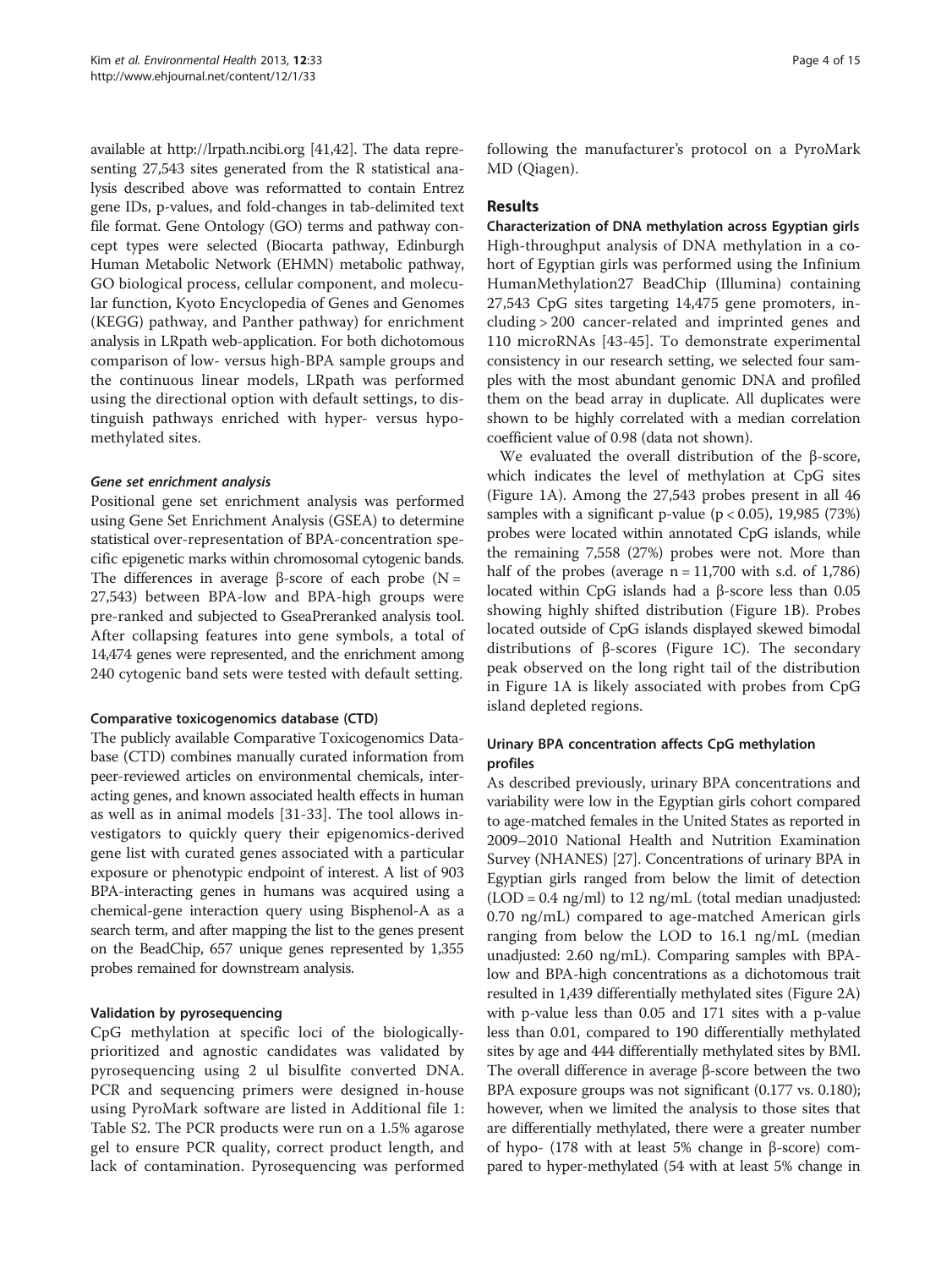available at http://lrpath.ncibi.org [41,42]. The data representing 27,543 sites generated from the R statistical analysis described above was reformatted to contain Entrez gene IDs, p-values, and fold-changes in tab-delimited text file format. Gene Ontology (GO) terms and pathway concept types were selected (Biocarta pathway, Edinburgh Human Metabolic Network (EHMN) metabolic pathway, GO biological process, cellular component, and molecular function, Kyoto Encyclopedia of Genes and Genomes (KEGG) pathway, and Panther pathway) for enrichment analysis in LRpath web-application. For both dichotomous comparison of low- versus high-BPA sample groups and the continuous linear models, LRpath was performed using the directional option with default settings, to distinguish pathways enriched with hyper- versus hypomethylated sites.

#### *Gene set enrichment analysis*

Positional gene set enrichment analysis was performed using Gene Set Enrichment Analysis (GSEA) to determine statistical over-representation of BPA-concentration specific epigenetic marks within chromosomal cytogenic bands. The differences in average β-score of each probe (N = 27,543) between BPA-low and BPA-high groups were pre-ranked and subjected to GseaPreranked analysis tool. After collapsing features into gene symbols, a total of 14,474 genes were represented, and the enrichment among 240 cytogenic band sets were tested with default setting.

### Comparative toxicogenomics database (CTD)

The publicly available Comparative Toxicogenomics Database (CTD) combines manually curated information from peer-reviewed articles on environmental chemicals, interacting genes, and known associated health effects in human as well as in animal models [31-33]. The tool allows investigators to quickly query their epigenomics-derived gene list with curated genes associated with a particular exposure or phenotypic endpoint of interest. A list of 903 BPA-interacting genes in humans was acquired using a chemical-gene interaction query using Bisphenol-A as a search term, and after mapping the list to the genes present on the BeadChip, 657 unique genes represented by 1,355 probes remained for downstream analysis.

### Validation by pyrosequencing

CpG methylation at specific loci of the biologically-prioritized and agnostic candidates was validated by pyrosequencing using 2 ul bisulfite converted DNA. PCR and sequencing primers were designed in-house using PyroMark software are listed in Additional file 1: Table S2. The PCR products were run on a 1.5% agarose gel to ensure PCR quality, correct product length, and lack of contamination. Pyrosequencing was performed following the manufacturer's protocol on a PyroMark MD (Qiagen).

## Results

### Characterization of DNA methylation across Egyptian girls

High-throughput analysis of DNA methylation in a cohort of Egyptian girls was performed using the Infinium HumanMethylation27 BeadChip (Illumina) containing 27,543 CpG sites targeting 14,475 gene promoters, including > 200 cancer-related and imprinted genes and 110 microRNAs [43-45]. To demonstrate experimental consistency in our research setting, we selected four samples with the most abundant genomic DNA and profiled them on the bead array in duplicate. All duplicates were shown to be highly correlated with a median correlation coefficient value of 0.98 (data not shown).

We evaluated the overall distribution of the β-score, which indicates the level of methylation at CpG sites (Figure 1A). Among the 27,543 probes present in all 46 samples with a significant p-value ($p < 0.05$), 19,985 (73%) probes were located within annotated CpG islands, while the remaining 7,558 (27%) probes were not. More than half of the probes (average n = 11,700 with s.d. of 1,786) located within CpG islands had a β-score less than 0.05 showing highly shifted distribution (Figure 1B). Probes located outside of CpG islands displayed skewed bimodal distributions of β-scores (Figure 1C). The secondary peak observed on the long right tail of the distribution in Figure 1A is likely associated with probes from CpG island depleted regions.

### Urinary BPA concentration affects CpG methylation profiles

As described previously, urinary BPA concentrations and variability were low in the Egyptian girls cohort compared to age-matched females in the United States as reported in 2009–2010 National Health and Nutrition Examination Survey (NHANES) [27]. Concentrations of urinary BPA in Egyptian girls ranged from below the limit of detection (LOD = 0.4 ng/ml) to 12 ng/mL (total median unadjusted: 0.70 ng/mL) compared to age-matched American girls ranging from below the LOD to 16.1 ng/mL (median unadjusted: 2.60 ng/mL). Comparing samples with BPA-low and BPA-high concentrations as a dichotomous trait resulted in 1,439 differentially methylated sites (Figure 2A) with p-value less than 0.05 and 171 sites with a p-value less than 0.01, compared to 190 differentially methylated sites by age and 444 differentially methylated sites by BMI. The overall difference in average β-score between the two BPA exposure groups was not significant (0.177 vs. 0.180); however, when we limited the analysis to those sites that are differentially methylated, there were a greater number of hypo- (178 with at least 5% change in β-score) compared to hyper-methylated (54 with at least 5% change in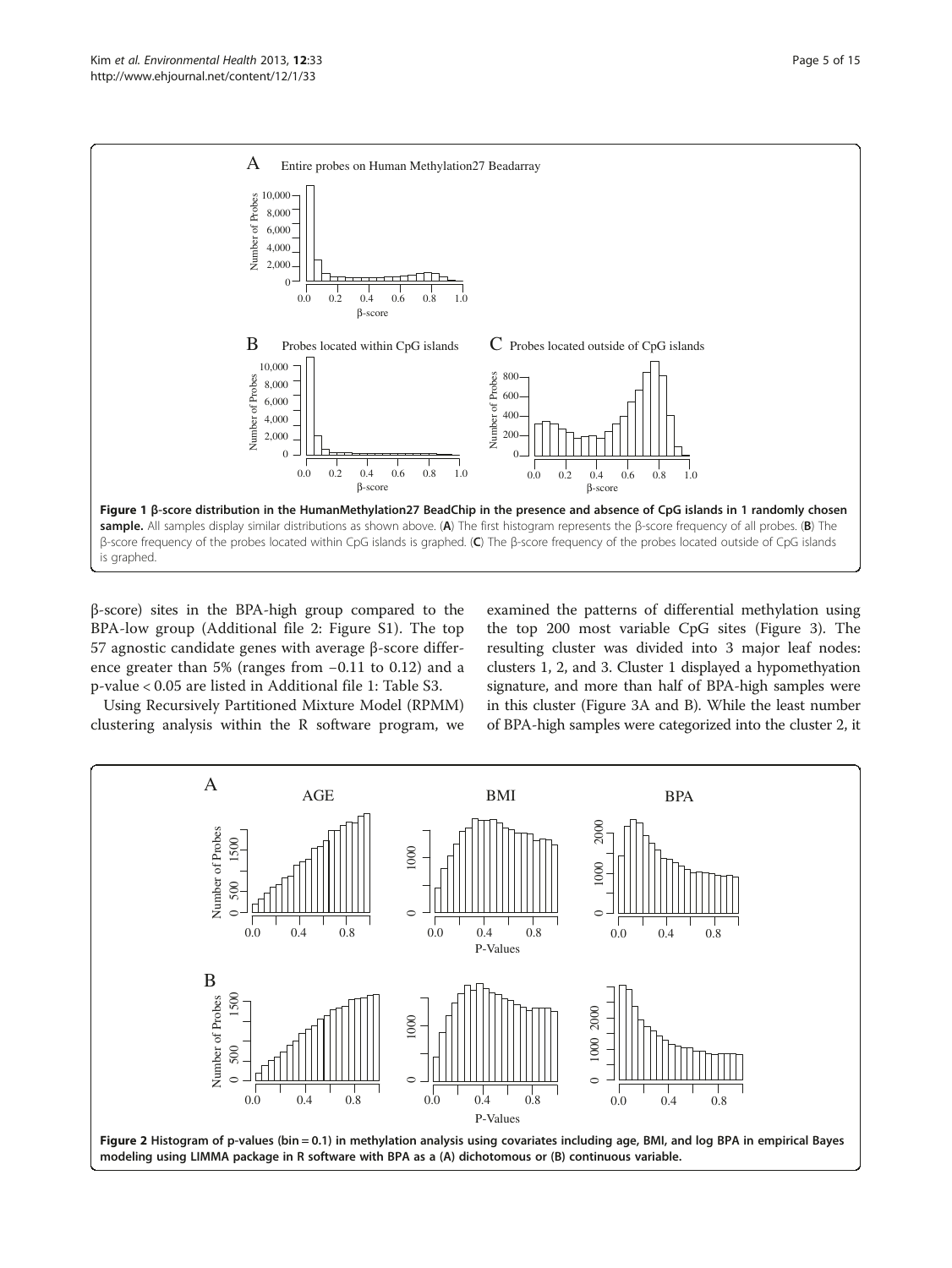Figure 1 β-score distribution in the HumanMethylation27 BeadChip in the presence and absence of CpG islands in 1 randomly chosen sample. All samples display similar distributions as shown above. (A) The first histogram represents the β-score frequency of all probes. (B) The β-score frequency of the probes located within CpG islands is graphed. (C) The β-score frequency of the probes located outside of CpG islands is graphed.

β-score) sites in the BPA-high group compared to the BPA-low group (Additional file 2: Figure S1). The top 57 agnostic candidate genes with average β-score difference greater than 5% (ranges from −0.11 to 0.12) and a p-value < 0.05 are listed in Additional file 1: Table S3.

Using Recursively Partitioned Mixture Model (RPMM) clustering analysis within the R software program, we examined the patterns of differential methylation using the top 200 most variable CpG sites (Figure 3). The resulting cluster was divided into 3 major leaf nodes: clusters 1, 2, and 3. Cluster 1 displayed a hypomethyation signature, and more than half of BPA-high samples were in this cluster (Figure 3A and B). While the least number of BPA-high samples were categorized into the cluster 2, it

Figure 2 Histogram of p-values (bin = 0.1) in methylation analysis using covariates including age, BMI, and log BPA in empirical Bayes modeling using LIMMA package in R software with BPA as a (A) dichotomous or (B) continuous variable.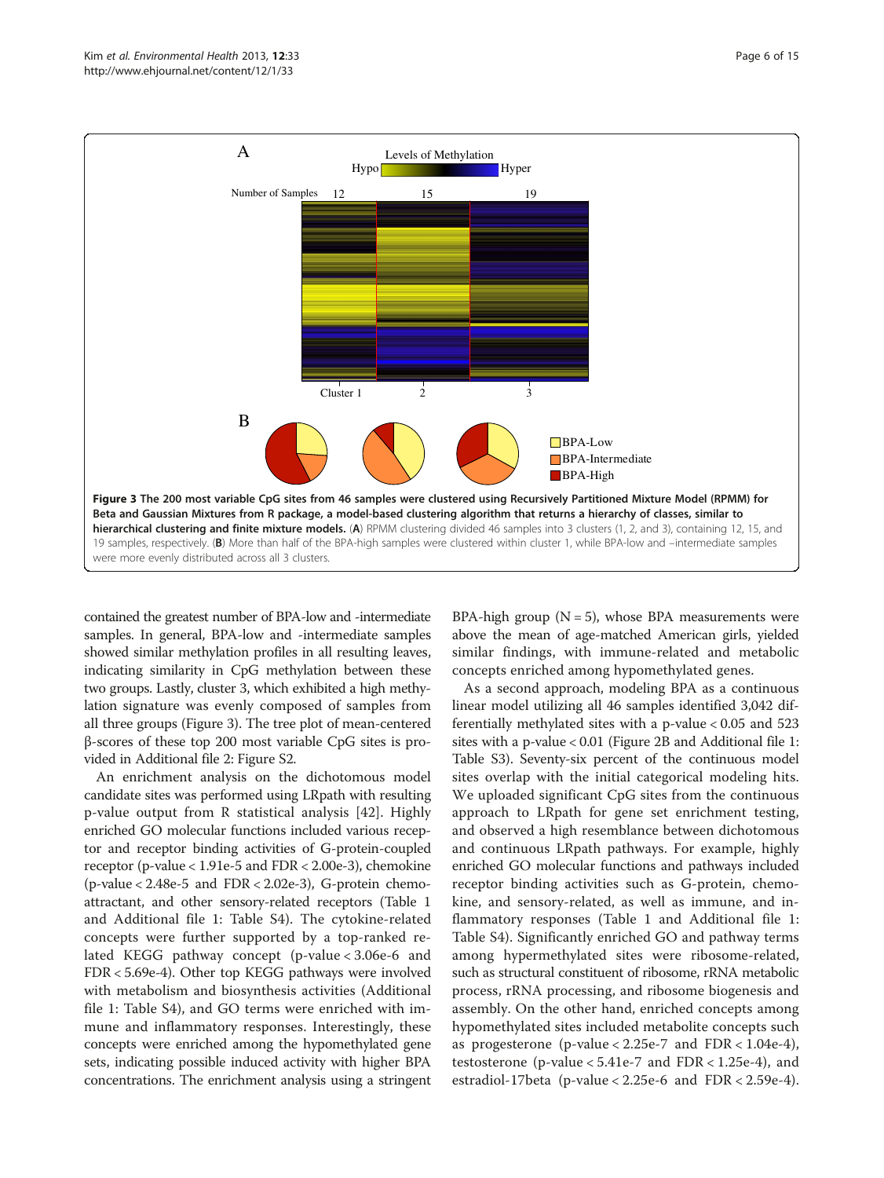**Figure 3 The 200 most variable CpG sites from 46 samples were clustered using Recursively Partitioned Mixture Model (RPMM) for Beta and Gaussian Mixtures from R package, a model-based clustering algorithm that returns a hierarchy of classes, similar to hierarchical clustering and finite mixture models.** (**A**) RPMM clustering divided 46 samples into 3 clusters (1, 2, and 3), containing 12, 15, and 19 samples, respectively. (**B**) More than half of the BPA-high samples were clustered within cluster 1, while BPA-low and –intermediate samples were more evenly distributed across all 3 clusters.

contained the greatest number of BPA-low and -intermediate samples. In general, BPA-low and -intermediate samples showed similar methylation profiles in all resulting leaves, indicating similarity in CpG methylation between these two groups. Lastly, cluster 3, which exhibited a high methylation signature was evenly composed of samples from all three groups (Figure 3). The tree plot of mean-centered β-scores of these top 200 most variable CpG sites is provided in Additional file 2: Figure S2.

An enrichment analysis on the dichotomous model candidate sites was performed using LRpath with resulting p-value output from R statistical analysis [42]. Highly enriched GO molecular functions included various receptor and receptor binding activities of G-protein-coupled receptor (p-value < 1.91e-5 and FDR < 2.00e-3), chemokine (p-value < 2.48e-5 and FDR < 2.02e-3), G-protein chemoattractant, and other sensory-related receptors (Table 1 and Additional file 1: Table S4). The cytokine-related concepts were further supported by a top-ranked related KEGG pathway concept (p-value < 3.06e-6 and FDR < 5.69e-4). Other top KEGG pathways were involved with metabolism and biosynthesis activities (Additional file 1: Table S4), and GO terms were enriched with immune and inflammatory responses. Interestingly, these concepts were enriched among the hypomethylated gene sets, indicating possible induced activity with higher BPA concentrations. The enrichment analysis using a stringent BPA-high group (N = 5), whose BPA measurements were above the mean of age-matched American girls, yielded similar findings, with immune-related and metabolic concepts enriched among hypomethylated genes.

As a second approach, modeling BPA as a continuous linear model utilizing all 46 samples identified 3,042 differentially methylated sites with a p-value < 0.05 and 523 sites with a p-value < 0.01 (Figure 2B and Additional file 1: Table S3). Seventy-six percent of the continuous model sites overlap with the initial categorical modeling hits. We uploaded significant CpG sites from the continuous approach to LRpath for gene set enrichment testing, and observed a high resemblance between dichotomous and continuous LRpath pathways. For example, highly enriched GO molecular functions and pathways included receptor binding activities such as G-protein, chemokine, and sensory-related, as well as immune, and inflammatory responses (Table 1 and Additional file 1: Table S4). Significantly enriched GO and pathway terms among hypermethylated sites were ribosome-related, such as structural constituent of ribosome, rRNA metabolic process, rRNA processing, and ribosome biogenesis and assembly. On the other hand, enriched concepts among hypomethylated sites included metabolite concepts such as progesterone (p-value < 2.25e-7 and FDR < 1.04e-4), testosterone (p-value < 5.41e-7 and FDR < 1.25e-4), and estradiol-17beta (p-value < 2.25e-6 and FDR < 2.59e-4).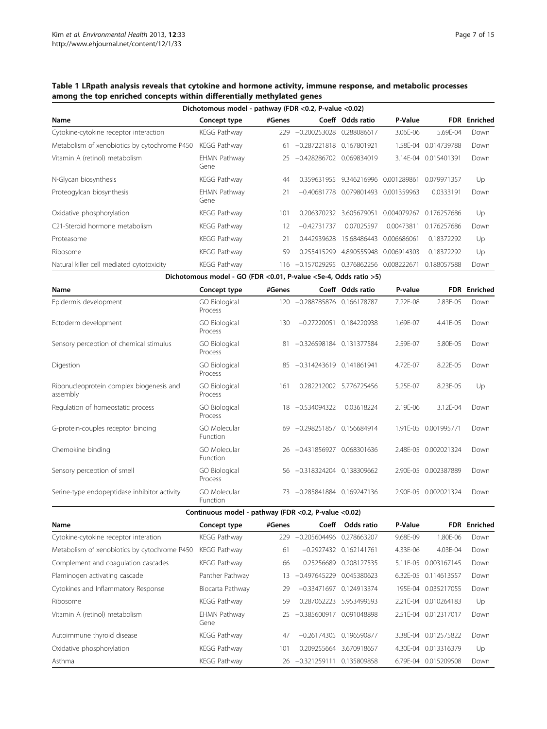**Table 1 LRpath analysis reveals that cytokine and hormone activity, immune response, and metabolic processes among the top enriched concepts within differentially methylated genes**

| Dichotomous model - pathway (FDR <0.2, P-value <0.02) | | | | | | | |
|---|---|---|---|---|---|---|---|
| **Name** | **Concept type** | **#Genes** | **Coeff** | **Odds ratio** | **P-Value** | **FDR** | **Enriched** |
| Cytokine-cytokine receptor interaction | KEGG Pathway | 229 | −0.200253028 | 0.288086617 | 3.06E-06 | 5.69E-04 | Down |
| Metabolism of xenobiotics by cytochrome P450 | KEGG Pathway | 61 | −0.287221818 | 0.167801921 | 1.58E-04 | 0.014739788 | Down |
| Vitamin A (retinol) metabolism | EHMN Pathway Gene | 25 | −0.428286702 | 0.069834019 | 3.14E-04 | 0.015401391 | Down |
| N-Glycan biosynthesis | KEGG Pathway | 44 | 0.359631955 | 9.346216996 | 0.001289861 | 0.079971357 | Up |
| Proteogylcan biosynthesis | EHMN Pathway Gene | 21 | −0.40681778 | 0.079801493 | 0.001359963 | 0.0333191 | Down |
| Oxidative phosphorylation | KEGG Pathway | 101 | 0.206370232 | 3.605679051 | 0.004079267 | 0.176257686 | Up |
| C21-Steroid hormone metabolism | KEGG Pathway | 12 | −0.42731737 | 0.07025597 | 0.00473811 | 0.176257686 | Down |
| Proteasome | KEGG Pathway | 21 | 0.442939628 | 15.68486443 | 0.006686061 | 0.18372292 | Up |
| Ribosome | KEGG Pathway | 59 | 0.255415299 | 4.890555948 | 0.006914303 | 0.18372292 | Up |
| Natural killer cell mediated cytotoxicity | KEGG Pathway | 116 | −0.157029295 | 0.376862256 | 0.008222671 | 0.188057588 | Down |
| **Dichotomous model - GO (FDR <0.01, P-value <5e-4, Odds ratio >5)** | | | | | | | |
| **Name** | **Concept type** | **#Genes** | **Coeff** | **Odds ratio** | **P-value** | **FDR** | **Enriched** |
| Epidermis development | GO Biological Process | 120 | −0.288785876 | 0.166178787 | 7.22E-08 | 2.83E-05 | Down |
| Ectoderm development | GO Biological Process | 130 | −0.27220051 | 0.184220938 | 1.69E-07 | 4.41E-05 | Down |
| Sensory perception of chemical stimulus | GO Biological Process | 81 | −0.326598184 | 0.131377584 | 2.59E-07 | 5.80E-05 | Down |
| Digestion | GO Biological Process | 85 | −0.314243619 | 0.141861941 | 4.72E-07 | 8.22E-05 | Down |
| Ribonucleoprotein complex biogenesis and assembly | GO Biological Process | 161 | 0.282212002 | 5.776725456 | 5.25E-07 | 8.23E-05 | Up |
| Regulation of homeostatic process | GO Biological Process | 18 | −0.534094322 | 0.03618224 | 2.19E-06 | 3.12E-04 | Down |
| G-protein-couples receptor binding | GO Molecular Function | 69 | −0.298251857 | 0.156684914 | 1.91E-05 | 0.001995771 | Down |
| Chemokine binding | GO Molecular Function | 26 | −0.431856927 | 0.068301636 | 2.48E-05 | 0.002021324 | Down |
| Sensory perception of smell | GO Biological Process | 56 | −0.318324204 | 0.138309662 | 2.90E-05 | 0.002387889 | Down |
| Serine-type endopeptidase inhibitor activity | GO Molecular Function | 73 | −0.285841884 | 0.169247136 | 2.90E-05 | 0.002021324 | Down |
| **Continuous model - pathway (FDR <0.2, P-value <0.02)** | | | | | | | |
| **Name** | **Concept type** | **#Genes** | **Coeff** | **Odds ratio** | **P-Value** | **FDR** | **Enriched** |
| Cytokine-cytokine receptor interation | KEGG Pathway | 229 | −0.205604496 | 0.278663207 | 9.68E-09 | 1.80E-06 | Down |
| Metabolism of xenobiotics by cytochrome P450 | KEGG Pathway | 61 | −0.2927432 | 0.162141761 | 4.33E-06 | 4.03E-04 | Down |
| Complement and coagulation cascades | KEGG Pathway | 66 | 0.25256689 | 0.208127535 | 5.11E-05 | 0.003167145 | Down |
| Plaminogen activating cascade | Panther Pathway | 13 | −0.497645229 | 0.045380623 | 6.32E-05 | 0.114613557 | Down |
| Cytokines and Inflammatory Response | Biocarta Pathway | 29 | −0.33471697 | 0.124913374 | 195E-04 | 0.035217055 | Down |
| Ribosome | KEGG Pathway | 59 | 0.287062223 | 5.953499593 | 2.21E-04 | 0.010264183 | Up |
| Vitamin A (retinol) metabolism | EHMN Pathway Gene | 25 | −0.385600917 | 0.091048898 | 2.51E-04 | 0.012317017 | Down |
| Autoimmune thyroid disease | KEGG Pathway | 47 | −0.26174305 | 0.196590877 | 3.38E-04 | 0.012575822 | Down |
| Oxidative phosphorylation | KEGG Pathway | 101 | 0.209255664 | 3.670918657 | 4.30E-04 | 0.013316379 | Up |
| Asthma | KEGG Pathway | 26 | −0.321259111 | 0.135809858 | 6.79E-04 | 0.015209508 | Down |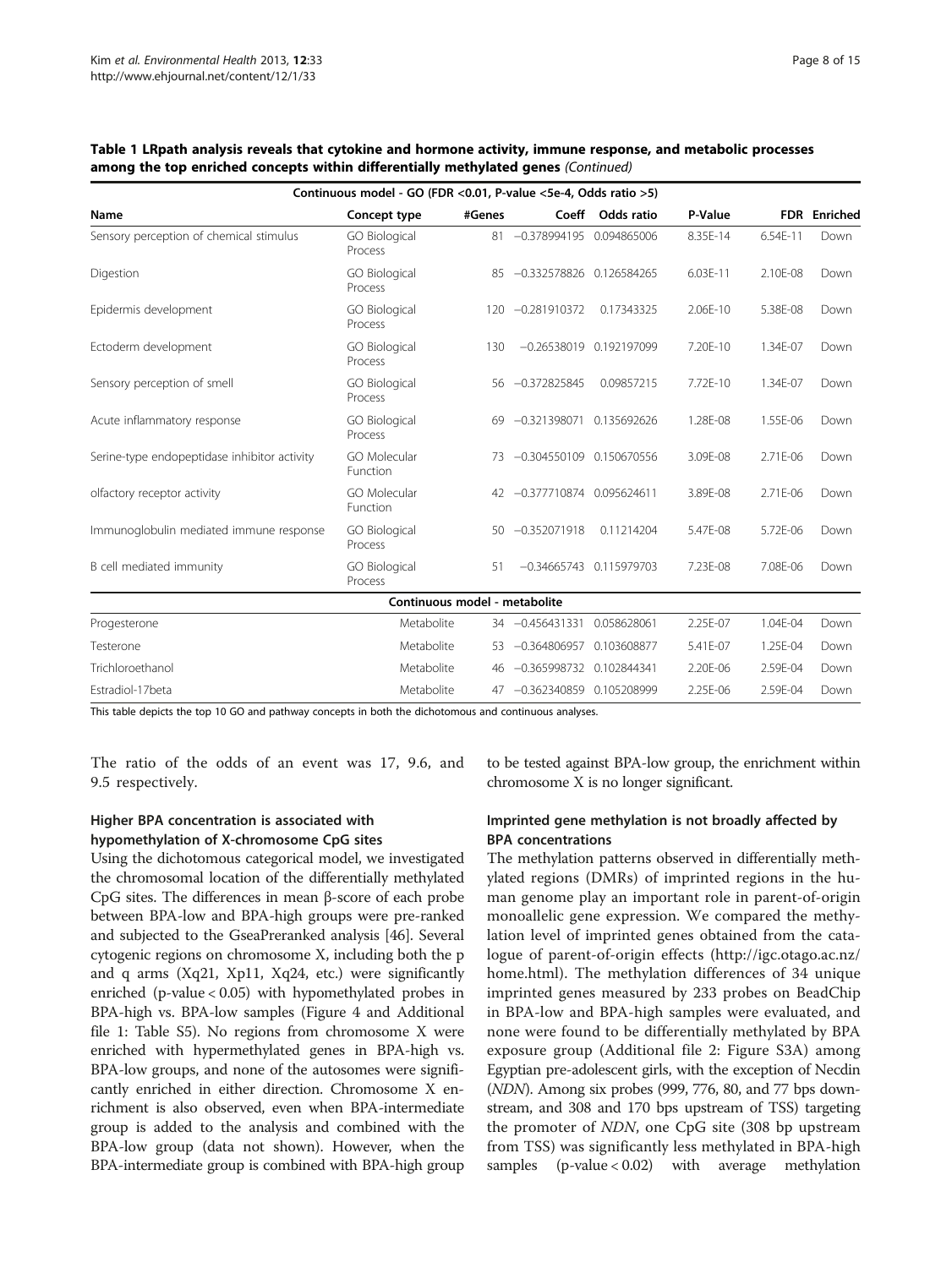**Table 1 LRpath analysis reveals that cytokine and hormone activity, immune response, and metabolic processes among the top enriched concepts within differentially methylated genes** *(Continued)*

| Continuous model - GO (FDR <0.01, P-value <5e-4, Odds ratio >5) | | | | | | | |
|---|---|---|---|---|---|---|---|
| Name | Concept type | #Genes | Coeff | Odds ratio | P-Value | FDR | Enriched |
| Sensory perception of chemical stimulus | GO Biological Process | 81 | −0.378994195 | 0.094865006 | 8.35E-14 | 6.54E-11 | Down |
| Digestion | GO Biological Process | 85 | −0.332578826 | 0.126584265 | 6.03E-11 | 2.10E-08 | Down |
| Epidermis development | GO Biological Process | 120 | −0.281910372 | 0.17343325 | 2.06E-10 | 5.38E-08 | Down |
| Ectoderm development | GO Biological Process | 130 | −0.26538019 | 0.192197099 | 7.20E-10 | 1.34E-07 | Down |
| Sensory perception of smell | GO Biological Process | 56 | −0.372825845 | 0.09857215 | 7.72E-10 | 1.34E-07 | Down |
| Acute inflammatory response | GO Biological Process | 69 | −0.321398071 | 0.135692626 | 1.28E-08 | 1.55E-06 | Down |
| Serine-type endopeptidase inhibitor activity | GO Molecular Function | 73 | −0.304550109 | 0.150670556 | 3.09E-08 | 2.71E-06 | Down |
| olfactory receptor activity | GO Molecular Function | 42 | −0.377710874 | 0.095624611 | 3.89E-08 | 2.71E-06 | Down |
| Immunoglobulin mediated immune response | GO Biological Process | 50 | −0.352071918 | 0.11214204 | 5.47E-08 | 5.72E-06 | Down |
| B cell mediated immunity | GO Biological Process | 51 | −0.34665743 | 0.115979703 | 7.23E-08 | 7.08E-06 | Down |
| **Continuous model - metabolite** | | | | | | | |
| Progesterone | Metabolite | 34 | −0.456431331 | 0.058628061 | 2.25E-07 | 1.04E-04 | Down |
| Testerone | Metabolite | 53 | −0.364806957 | 0.103608877 | 5.41E-07 | 1.25E-04 | Down |
| Trichloroethanol | Metabolite | 46 | −0.365998732 | 0.102844341 | 2.20E-06 | 2.59E-04 | Down |
| Estradiol-17beta | Metabolite | 47 | −0.362340859 | 0.105208999 | 2.25E-06 | 2.59E-04 | Down |

This table depicts the top 10 GO and pathway concepts in both the dichotomous and continuous analyses.

The ratio of the odds of an event was 17, 9.6, and 9.5 respectively.

### Higher BPA concentration is associated with hypomethylation of X-chromosome CpG sites

Using the dichotomous categorical model, we investigated the chromosomal location of the differentially methylated CpG sites. The differences in mean β-score of each probe between BPA-low and BPA-high groups were pre-ranked and subjected to the GseaPreranked analysis [46]. Several cytogenic regions on chromosome X, including both the p and q arms (Xq21, Xp11, Xq24, etc.) were significantly enriched ($p\text{-value} < 0.05$) with hypomethylated probes in BPA-high vs. BPA-low samples (Figure 4 and Additional file 1: Table S5). No regions from chromosome X were enriched with hypermethylated genes in BPA-high vs. BPA-low groups, and none of the autosomes were significantly enriched in either direction. Chromosome X enrichment is also observed, even when BPA-intermediate group is added to the analysis and combined with the BPA-low group (data not shown). However, when the BPA-intermediate group is combined with BPA-high group to be tested against BPA-low group, the enrichment within chromosome X is no longer significant.

### Imprinted gene methylation is not broadly affected by BPA concentrations

The methylation patterns observed in differentially methylated regions (DMRs) of imprinted regions in the human genome play an important role in parent-of-origin monoallelic gene expression. We compared the methylation level of imprinted genes obtained from the catalogue of parent-of-origin effects (http://igc.otago.ac.nz/home.html). The methylation differences of 34 unique imprinted genes measured by 233 probes on BeadChip in BPA-low and BPA-high samples were evaluated, and none were found to be differentially methylated by BPA exposure group (Additional file 2: Figure S3A) among Egyptian pre-adolescent girls, with the exception of Necdin (*NDN*). Among six probes (999, 776, 80, and 77 bps downstream, and 308 and 170 bps upstream of TSS) targeting the promoter of *NDN*, one CpG site (308 bp upstream from TSS) was significantly less methylated in BPA-high samples ($p\text{-value} < 0.02$) with average methylation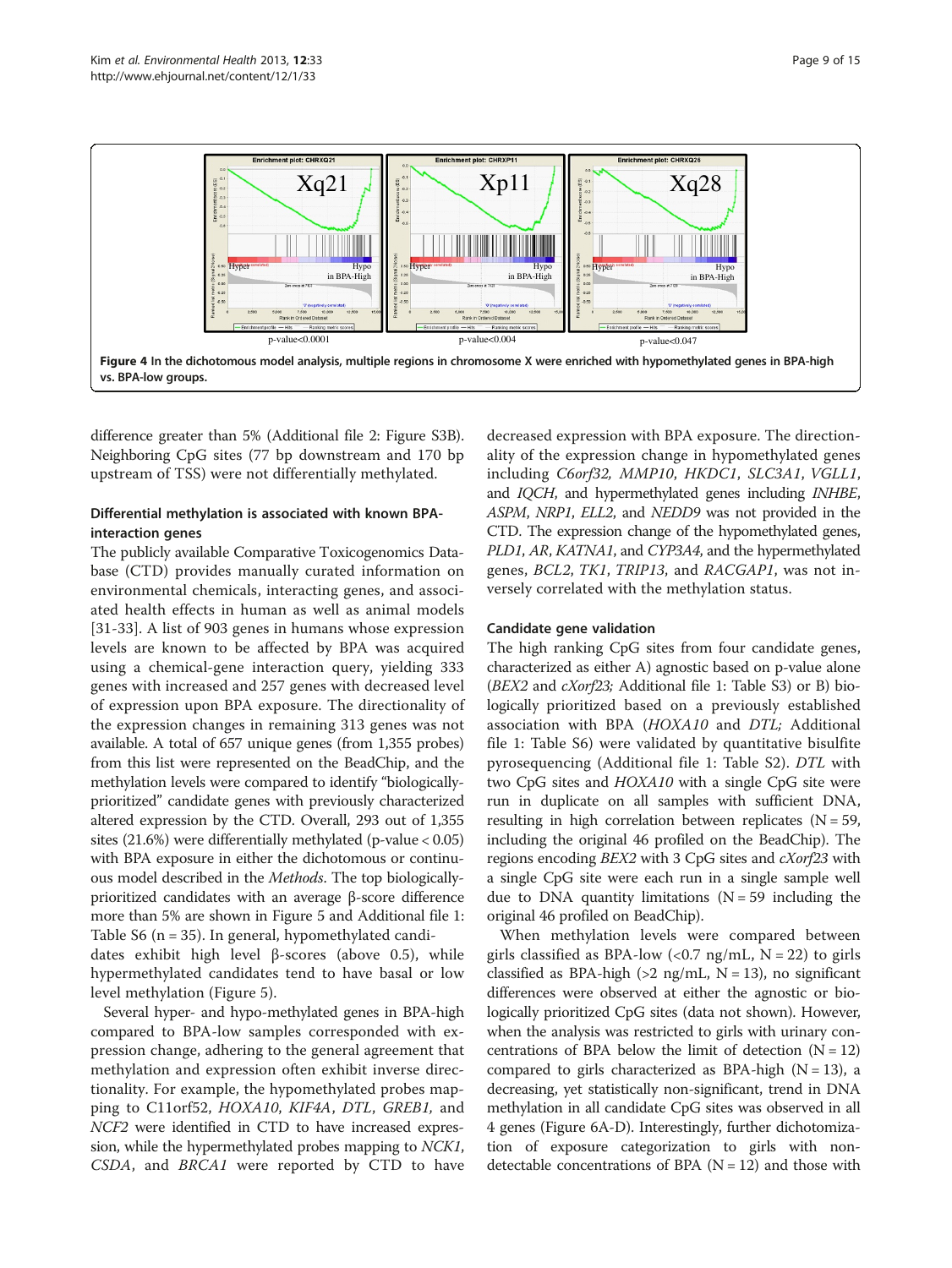Figure 4 In the dichotomous model analysis, multiple regions in chromosome X were enriched with hypomethylated genes in BPA-high vs. BPA-low groups.

difference greater than 5% (Additional file 2: Figure S3B). Neighboring CpG sites (77 bp downstream and 170 bp upstream of TSS) were not differentially methylated.

### Differential methylation is associated with known BPA-interaction genes

The publicly available Comparative Toxicogenomics Database (CTD) provides manually curated information on environmental chemicals, interacting genes, and associated health effects in human as well as animal models [31-33]. A list of 903 genes in humans whose expression levels are known to be affected by BPA was acquired using a chemical-gene interaction query, yielding 333 genes with increased and 257 genes with decreased level of expression upon BPA exposure. The directionality of the expression changes in remaining 313 genes was not available. A total of 657 unique genes (from 1,355 probes) from this list were represented on the BeadChip, and the methylation levels were compared to identify "biologically-prioritized" candidate genes with previously characterized altered expression by the CTD. Overall, 293 out of 1,355 sites (21.6%) were differentially methylated (p-value < 0.05) with BPA exposure in either the dichotomous or continuous model described in the *Methods*. The top biologically-prioritized candidates with an average β-score difference more than 5% are shown in Figure 5 and Additional file 1: Table S6 (n = 35). In general, hypomethylated candidates exhibit high level β-scores (above 0.5), while hypermethylated candidates tend to have basal or low level methylation (Figure 5).

Several hyper- and hypo-methylated genes in BPA-high compared to BPA-low samples corresponded with expression change, adhering to the general agreement that methylation and expression often exhibit inverse directionality. For example, the hypomethylated probes mapping to C11orf52, *HOXA10*, *KIF4A*, *DTL*, *GREB1,* and *NCF2* were identified in CTD to have increased expression, while the hypermethylated probes mapping to *NCK1*, *CSDA*, and *BRCA1* were reported by CTD to have decreased expression with BPA exposure. The directionality of the expression change in hypomethylated genes including *C6orf32, MMP10, HKDC1, SLC3A1, VGLL1,* and *IQCH*, and hypermethylated genes including *INHBE, ASPM, NRP1, ELL2,* and *NEDD9* was not provided in the CTD. The expression change of the hypomethylated genes, *PLD1, AR, KATNA1,* and *CYP3A4*, and the hypermethylated genes, *BCL2, TK1, TRIP13,* and *RACGAP1*, was not inversely correlated with the methylation status.

### Candidate gene validation

The high ranking CpG sites from four candidate genes, characterized as either A) agnostic based on p-value alone (*BEX2* and *cXorf23;* Additional file 1: Table S3) or B) biologically prioritized based on a previously established association with BPA (*HOXA10* and *DTL;* Additional file 1: Table S6) were validated by quantitative bisulfite pyrosequencing (Additional file 1: Table S2). *DTL* with two CpG sites and *HOXA10* with a single CpG site were run in duplicate on all samples with sufficient DNA, resulting in high correlation between replicates (N = 59, including the original 46 profiled on the BeadChip). The regions encoding *BEX2* with 3 CpG sites and *cXorf23* with a single CpG site were each run in a single sample well due to DNA quantity limitations (N = 59 including the original 46 profiled on BeadChip).

When methylation levels were compared between girls classified as BPA-low (<0.7 ng/mL, N = 22) to girls classified as BPA-high (>2 ng/mL, N = 13), no significant differences were observed at either the agnostic or biologically prioritized CpG sites (data not shown). However, when the analysis was restricted to girls with urinary concentrations of BPA below the limit of detection (N = 12) compared to girls characterized as BPA-high (N = 13), a decreasing, yet statistically non-significant, trend in DNA methylation in all candidate CpG sites was observed in all 4 genes (Figure 6A-D). Interestingly, further dichotomization of exposure categorization to girls with non-detectable concentrations of BPA (N = 12) and those with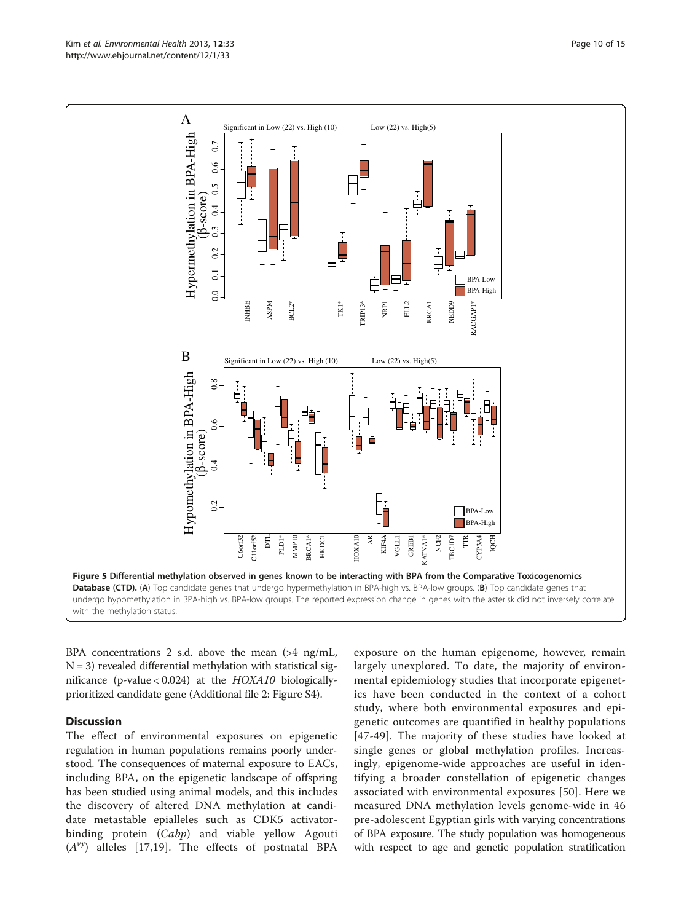**Figure 5 Differential methylation observed in genes known to be interacting with BPA from the Comparative Toxicogenomics Database (CTD).** (**A**) Top candidate genes that undergo hypermethylation in BPA-high vs. BPA-low groups. (**B**) Top candidate genes that undergo hypomethylation in BPA-high vs. BPA-low groups. The reported expression change in genes with the asterisk did not inversely correlate with the methylation status.

BPA concentrations 2 s.d. above the mean (>4 ng/mL, N = 3) revealed differential methylation with statistical significance (p-value < 0.024) at the *HOXA10* biologically-prioritized candidate gene (Additional file 2: Figure S4).

## Discussion

The effect of environmental exposures on epigenetic regulation in human populations remains poorly understood. The consequences of maternal exposure to EACs, including BPA, on the epigenetic landscape of offspring has been studied using animal models, and this includes the discovery of altered DNA methylation at candidate metastable epialleles such as CDK5 activator-binding protein (*Cabp*) and viable yellow Agouti ($A^{vy}$) alleles [17,19]. The effects of postnatal BPA exposure on the human epigenome, however, remain largely unexplored. To date, the majority of environmental epidemiology studies that incorporate epigenetics have been conducted in the context of a cohort study, where both environmental exposures and epigenetic outcomes are quantified in healthy populations [47-49]. The majority of these studies have looked at single genes or global methylation profiles. Increasingly, epigenome-wide approaches are useful in identifying a broader constellation of epigenetic changes associated with environmental exposures [50]. Here we measured DNA methylation levels genome-wide in 46 pre-adolescent Egyptian girls with varying concentrations of BPA exposure. The study population was homogeneous with respect to age and genetic population stratification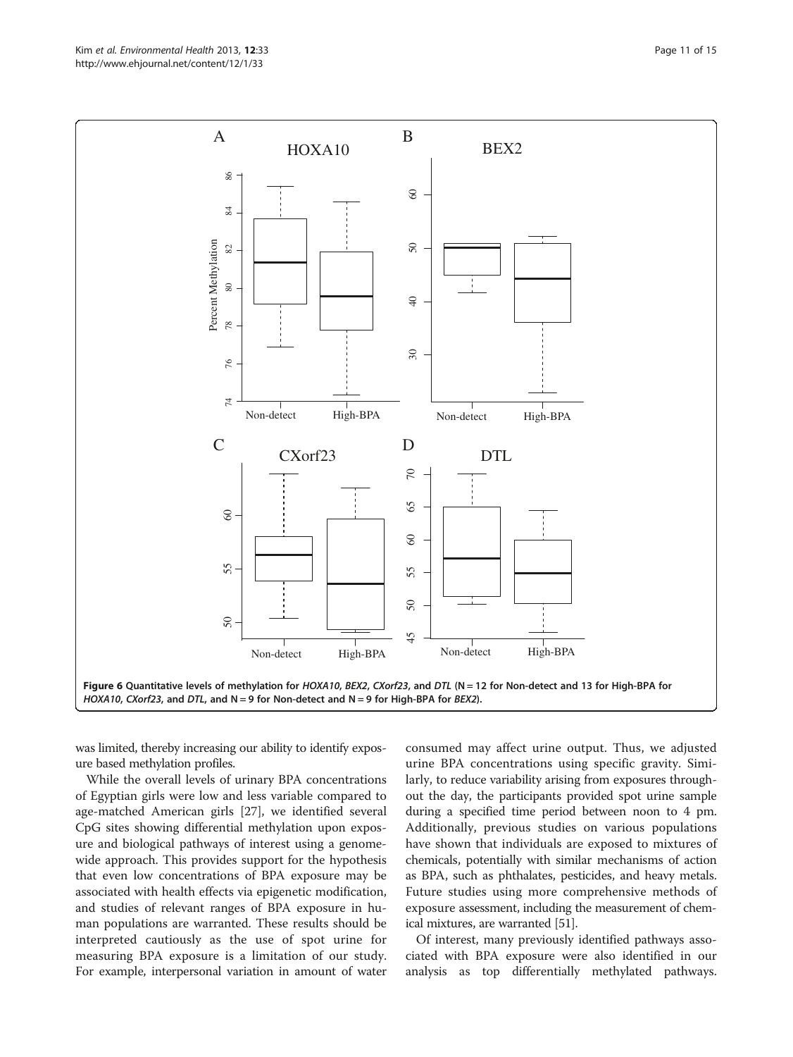Figure 6 Quantitative levels of methylation for *HOXA10, BEX2, CXorf23*, and *DTL* (N = 12 for Non-detect and 13 for High-BPA for *HOXA10, CXorf23*, and *DTL*, and N = 9 for Non-detect and N = 9 for High-BPA for *BEX2*).

was limited, thereby increasing our ability to identify exposure based methylation profiles.

While the overall levels of urinary BPA concentrations of Egyptian girls were low and less variable compared to age-matched American girls [27], we identified several CpG sites showing differential methylation upon exposure and biological pathways of interest using a genome-wide approach. This provides support for the hypothesis that even low concentrations of BPA exposure may be associated with health effects via epigenetic modification, and studies of relevant ranges of BPA exposure in human populations are warranted. These results should be interpreted cautiously as the use of spot urine for measuring BPA exposure is a limitation of our study. For example, interpersonal variation in amount of water consumed may affect urine output. Thus, we adjusted urine BPA concentrations using specific gravity. Similarly, to reduce variability arising from exposures throughout the day, the participants provided spot urine sample during a specified time period between noon to 4 pm. Additionally, previous studies on various populations have shown that individuals are exposed to mixtures of chemicals, potentially with similar mechanisms of action as BPA, such as phthalates, pesticides, and heavy metals. Future studies using more comprehensive methods of exposure assessment, including the measurement of chemical mixtures, are warranted [51].

Of interest, many previously identified pathways associated with BPA exposure were also identified in our analysis as top differentially methylated pathways.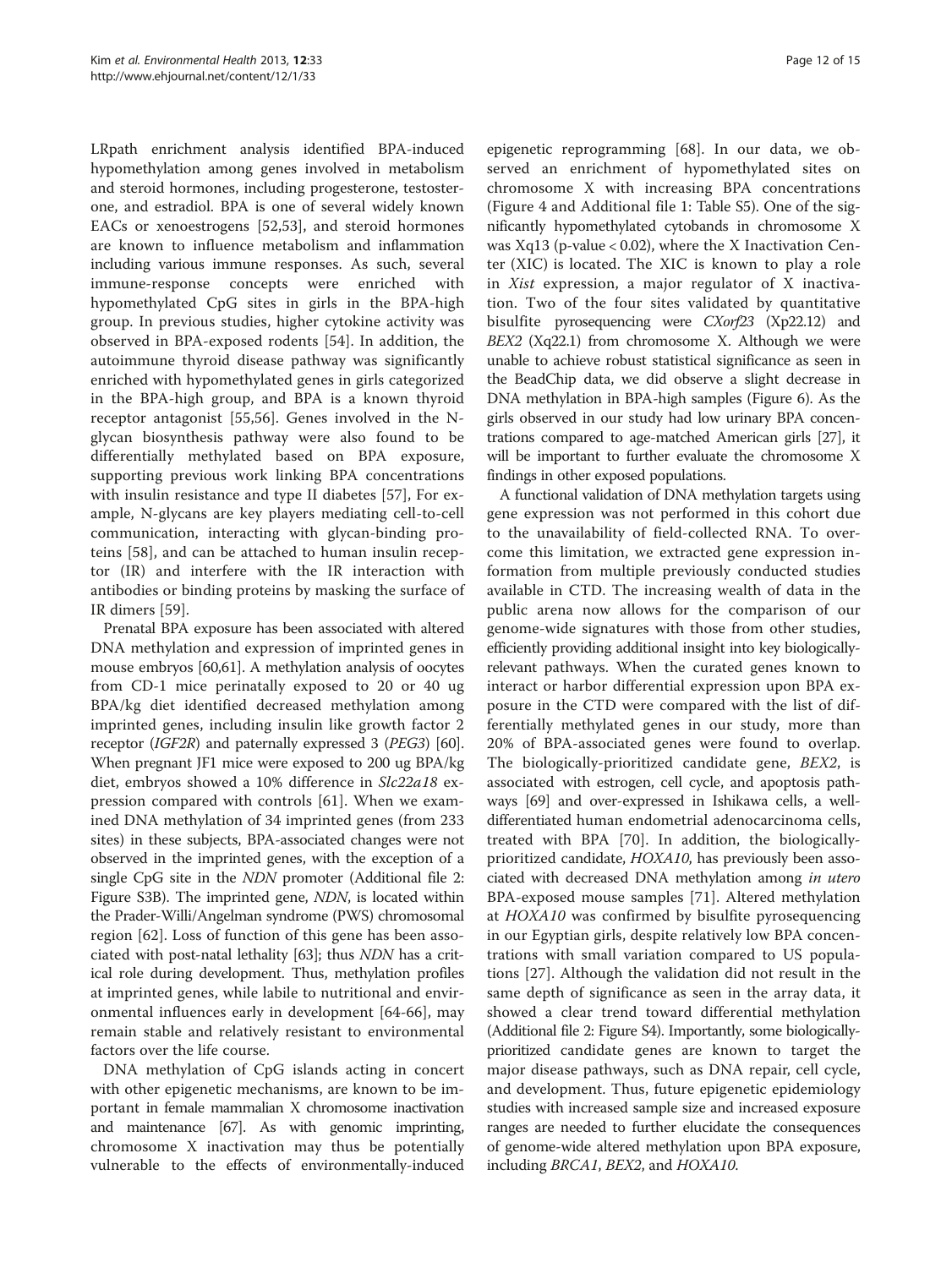LRpath enrichment analysis identified BPA-induced hypomethylation among genes involved in metabolism and steroid hormones, including progesterone, testosterone, and estradiol. BPA is one of several widely known EACs or xenoestrogens [52,53], and steroid hormones are known to influence metabolism and inflammation including various immune responses. As such, several immune-response concepts were enriched with hypomethylated CpG sites in girls in the BPA-high group. In previous studies, higher cytokine activity was observed in BPA-exposed rodents [54]. In addition, the autoimmune thyroid disease pathway was significantly enriched with hypomethylated genes in girls categorized in the BPA-high group, and BPA is a known thyroid receptor antagonist [55,56]. Genes involved in the N-glycan biosynthesis pathway were also found to be differentially methylated based on BPA exposure, supporting previous work linking BPA concentrations with insulin resistance and type II diabetes [57], For example, N-glycans are key players mediating cell-to-cell communication, interacting with glycan-binding proteins [58], and can be attached to human insulin receptor (IR) and interfere with the IR interaction with antibodies or binding proteins by masking the surface of IR dimers [59].

Prenatal BPA exposure has been associated with altered DNA methylation and expression of imprinted genes in mouse embryos [60,61]. A methylation analysis of oocytes from CD-1 mice perinatally exposed to 20 or 40 ug BPA/kg diet identified decreased methylation among imprinted genes, including insulin like growth factor 2 receptor (*IGF2R*) and paternally expressed 3 (*PEG3*) [60]. When pregnant JF1 mice were exposed to 200 ug BPA/kg diet, embryos showed a 10% difference in *Slc22a18* expression compared with controls [61]. When we examined DNA methylation of 34 imprinted genes (from 233 sites) in these subjects, BPA-associated changes were not observed in the imprinted genes, with the exception of a single CpG site in the *NDN* promoter (Additional file 2: Figure S3B). The imprinted gene, *NDN*, is located within the Prader-Willi/Angelman syndrome (PWS) chromosomal region [62]. Loss of function of this gene has been associated with post-natal lethality [63]; thus *NDN* has a critical role during development. Thus, methylation profiles at imprinted genes, while labile to nutritional and environmental influences early in development [64-66], may remain stable and relatively resistant to environmental factors over the life course.

DNA methylation of CpG islands acting in concert with other epigenetic mechanisms, are known to be important in female mammalian X chromosome inactivation and maintenance [67]. As with genomic imprinting, chromosome X inactivation may thus be potentially vulnerable to the effects of environmentally-induced epigenetic reprogramming [68]. In our data, we observed an enrichment of hypomethylated sites on chromosome X with increasing BPA concentrations (Figure 4 and Additional file 1: Table S5). One of the significantly hypomethylated cytobands in chromosome X was Xq13 (p-value < 0.02), where the X Inactivation Center (XIC) is located. The XIC is known to play a role in *Xist* expression, a major regulator of X inactivation. Two of the four sites validated by quantitative bisulfite pyrosequencing were *CXorf23* (Xp22.12) and *BEX2* (Xq22.1) from chromosome X. Although we were unable to achieve robust statistical significance as seen in the BeadChip data, we did observe a slight decrease in DNA methylation in BPA-high samples (Figure 6). As the girls observed in our study had low urinary BPA concentrations compared to age-matched American girls [27], it will be important to further evaluate the chromosome X findings in other exposed populations.

A functional validation of DNA methylation targets using gene expression was not performed in this cohort due to the unavailability of field-collected RNA. To overcome this limitation, we extracted gene expression information from multiple previously conducted studies available in CTD. The increasing wealth of data in the public arena now allows for the comparison of our genome-wide signatures with those from other studies, efficiently providing additional insight into key biologically-relevant pathways. When the curated genes known to interact or harbor differential expression upon BPA exposure in the CTD were compared with the list of differentially methylated genes in our study, more than 20% of BPA-associated genes were found to overlap. The biologically-prioritized candidate gene, *BEX2*, is associated with estrogen, cell cycle, and apoptosis pathways [69] and over-expressed in Ishikawa cells, a well-differentiated human endometrial adenocarcinoma cells, treated with BPA [70]. In addition, the biologically-prioritized candidate, *HOXA10*, has previously been associated with decreased DNA methylation among *in utero* BPA-exposed mouse samples [71]. Altered methylation at *HOXA10* was confirmed by bisulfite pyrosequencing in our Egyptian girls, despite relatively low BPA concentrations with small variation compared to US populations [27]. Although the validation did not result in the same depth of significance as seen in the array data, it showed a clear trend toward differential methylation (Additional file 2: Figure S4). Importantly, some biologically-prioritized candidate genes are known to target the major disease pathways, such as DNA repair, cell cycle, and development. Thus, future epigenetic epidemiology studies with increased sample size and increased exposure ranges are needed to further elucidate the consequences of genome-wide altered methylation upon BPA exposure, including *BRCA1*, *BEX2*, and *HOXA10*.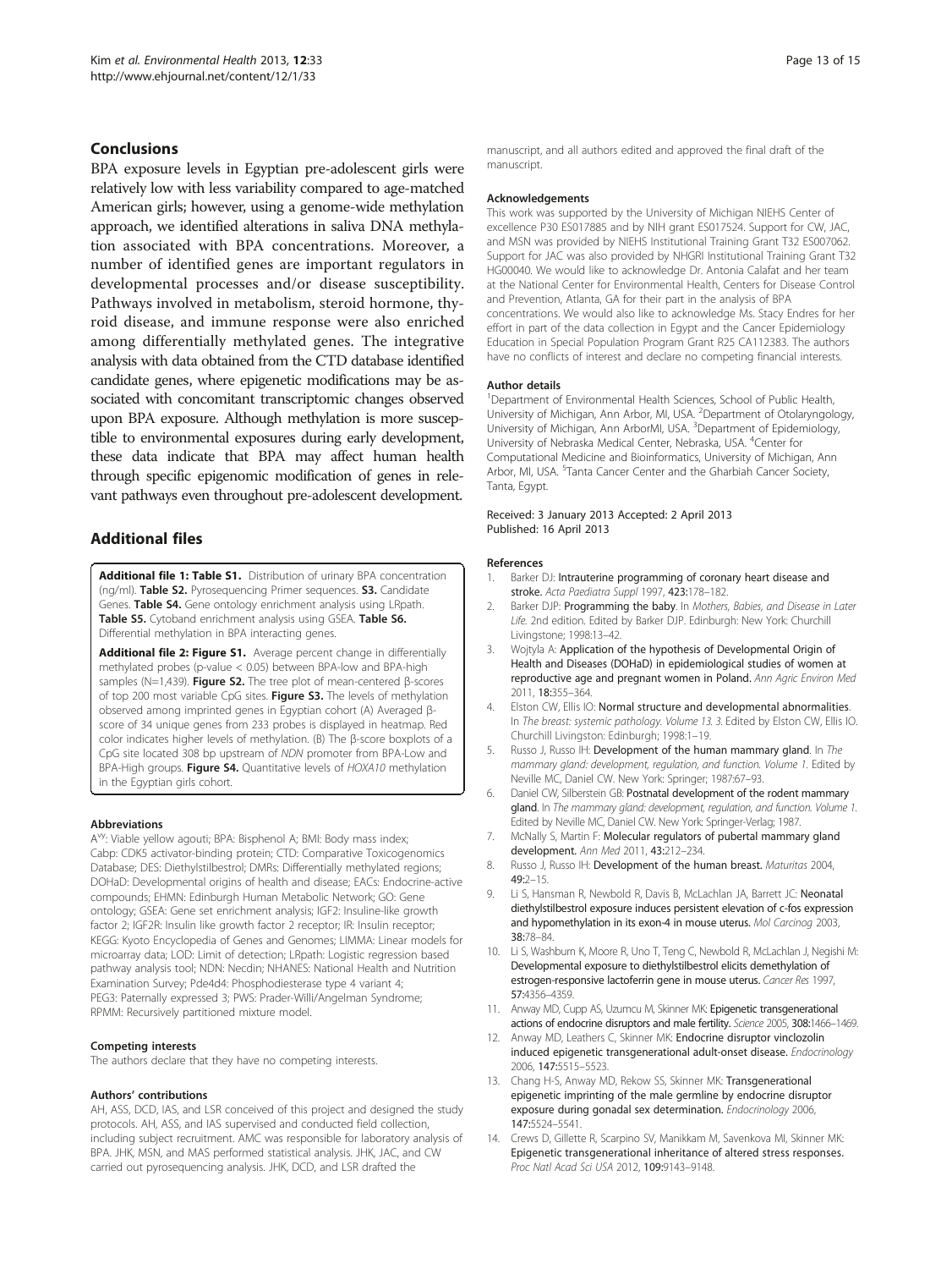## Conclusions

BPA exposure levels in Egyptian pre-adolescent girls were relatively low with less variability compared to age-matched American girls; however, using a genome-wide methylation approach, we identified alterations in saliva DNA methylation associated with BPA concentrations. Moreover, a number of identified genes are important regulators in developmental processes and/or disease susceptibility. Pathways involved in metabolism, steroid hormone, thyroid disease, and immune response were also enriched among differentially methylated genes. The integrative analysis with data obtained from the CTD database identified candidate genes, where epigenetic modifications may be associated with concomitant transcriptomic changes observed upon BPA exposure. Although methylation is more susceptible to environmental exposures during early development, these data indicate that BPA may affect human health through specific epigenomic modification of genes in relevant pathways even throughout pre-adolescent development.

## Additional files

**Additional file 1: Table S1.** Distribution of urinary BPA concentration (ng/ml). **Table S2.** Pyrosequencing Primer sequences. **S3.** Candidate Genes. **Table S4.** Gene ontology enrichment analysis using LRpath. **Table S5.** Cytoband enrichment analysis using GSEA. **Table S6.** Differential methylation in BPA interacting genes.

**Additional file 2: Figure S1.** Average percent change in differentially methylated probes (p-value < 0.05) between BPA-low and BPA-high samples (N=1,439). **Figure S2.** The tree plot of mean-centered β-scores of top 200 most variable CpG sites. **Figure S3.** The levels of methylation observed among imprinted genes in Egyptian cohort (A) Averaged β-score of 34 unique genes from 233 probes is displayed in heatmap. Red color indicates higher levels of methylation. (B) The β-score boxplots of a CpG site located 308 bp upstream of *NDN* promoter from BPA-Low and BPA-High groups. **Figure S4.** Quantitative levels of *HOXA10* methylation in the Egyptian girls cohort.

#### Abbreviations

$A^{vy}$: Viable yellow agouti; BPA: Bisphenol A; BMI: Body mass index; Cabp: CDK5 activator-binding protein; CTD: Comparative Toxicogenomics Database; DES: Diethylstilbestrol; DMRs: Differentially methylated regions; DOHaD: Developmental origins of health and disease; EACs: Endocrine-active compounds; EHMN: Edinburgh Human Metabolic Network; GO: Gene ontology; GSEA: Gene set enrichment analysis; IGF2: Insuline-like growth factor 2; IGF2R: Insulin like growth factor 2 receptor; IR: Insulin receptor; KEGG: Kyoto Encyclopedia of Genes and Genomes; LIMMA: Linear models for microarray data; LOD: Limit of detection; LRpath: Logistic regression based pathway analysis tool; NDN: Necdin; NHANES: National Health and Nutrition Examination Survey; Pde4d4: Phosphodiesterase type 4 variant 4; PEG3: Paternally expressed 3; PWS: Prader-Willi/Angelman Syndrome; RPMM: Recursively partitioned mixture model.

#### Competing interests

The authors declare that they have no competing interests.

#### Authors' contributions

AH, ASS, DCD, IAS, and LSR conceived of this project and designed the study protocols. AH, ASS, and IAS supervised and conducted field collection, including subject recruitment. AMC was responsible for laboratory analysis of BPA. JHK, MSN, and MAS performed statistical analysis. JHK, JAC, and CW carried out pyrosequencing analysis. JHK, DCD, and LSR drafted the manuscript, and all authors edited and approved the final draft of the manuscript.

#### Acknowledgements

This work was supported by the University of Michigan NIEHS Center of excellence P30 ES017885 and by NIH grant ES017524. Support for CW, JAC, and MSN was provided by NIEHS Institutional Training Grant T32 ES007062. Support for JAC was also provided by NHGRI Institutional Training Grant T32 HG00040. We would like to acknowledge Dr. Antonia Calafat and her team at the National Center for Environmental Health, Centers for Disease Control and Prevention, Atlanta, GA for their part in the analysis of BPA concentrations. We would also like to acknowledge Ms. Stacy Endres for her effort in part of the data collection in Egypt and the Cancer Epidemiology Education in Special Population Program Grant R25 CA112383. The authors have no conflicts of interest and declare no competing financial interests.

#### Author details

[1]Department of Environmental Health Sciences, School of Public Health, University of Michigan, Ann Arbor, MI, USA. [2]Department of Otolaryngology, University of Michigan, Ann ArborMI, USA. [3]Department of Epidemiology, University of Nebraska Medical Center, Nebraska, USA. [4]Center for Computational Medicine and Bioinformatics, University of Michigan, Ann Arbor, MI, USA. [5]Tanta Cancer Center and the Gharbiah Cancer Society, Tanta, Egypt.

Received: 3 January 2013 Accepted: 2 April 2013
Published: 16 April 2013

#### References

1. Barker DJ: **Intrauterine programming of coronary heart disease and stroke.** *Acta Paediatra Suppl* 1997, **423:**178–182.
2. Barker DJP: **Programming the baby**. In *Mothers, Babies, and Disease in Later Life*. 2nd edition. Edited by Barker DJP. Edinburgh: New York: Churchill Livingstone; 1998:13–42.
3. Wojtyla A: **Application of the hypothesis of Developmental Origin of Health and Diseases (DOHaD) in epidemiological studies of women at reproductive age and pregnant women in Poland.** *Ann Agric Environ Med* 2011, **18:**355–364.
4. Elston CW, Ellis IO: **Normal structure and developmental abnormalities**. In *The breast: systemic pathology. Volume 13. 3*. Edited by Elston CW, Ellis IO. Churchill Livingston: Edinburgh; 1998:1–19.
5. Russo J, Russo IH: **Development of the human mammary gland**. In *The mammary gland: development, regulation, and function. Volume 1*. Edited by Neville MC, Daniel CW. New York: Springer; 1987:67–93.
6. Daniel CW, Silberstein GB: **Postnatal development of the rodent mammary gland**. In *The mammary gland: development, regulation, and function. Volume 1*. Edited by Neville MC, Daniel CW. New York: Springer-Verlag; 1987.
7. McNally S, Martin F: **Molecular regulators of pubertal mammary gland development.** *Ann Med* 2011, **43:**212–234.
8. Russo J, Russo IH: **Development of the human breast.** *Maturitas* 2004, **49:**2–15.
9. Li S, Hansman R, Newbold R, Davis B, McLachlan JA, Barrett JC: **Neonatal diethylstilbestrol exposure induces persistent elevation of c-fos expression and hypomethylation in its exon-4 in mouse uterus.** *Mol Carcinog* 2003, **38:**78–84.
10. Li S, Washburn K, Moore R, Uno T, Teng C, Newbold R, McLachlan J, Negishi M: **Developmental exposure to diethylstilbestrol elicits demethylation of estrogen-responsive lactoferrin gene in mouse uterus.** *Cancer Res* 1997, **57:**4356–4359.
11. Anway MD, Cupp AS, Uzumcu M, Skinner MK: **Epigenetic transgenerational actions of endocrine disruptors and male fertility.** *Science* 2005, **308:**1466–1469.
12. Anway MD, Leathers C, Skinner MK: **Endocrine disruptor vinclozolin induced epigenetic transgenerational adult-onset disease.** *Endocrinology* 2006, **147:**5515–5523.
13. Chang H-S, Anway MD, Rekow SS, Skinner MK: **Transgenerational epigenetic imprinting of the male germline by endocrine disruptor exposure during gonadal sex determination.** *Endocrinology* 2006, **147:**5524–5541.
14. Crews D, Gillette R, Scarpino SV, Manikkam M, Savenkova MI, Skinner MK: **Epigenetic transgenerational inheritance of altered stress responses.** *Proc Natl Acad Sci USA* 2012, **109:**9143–9148.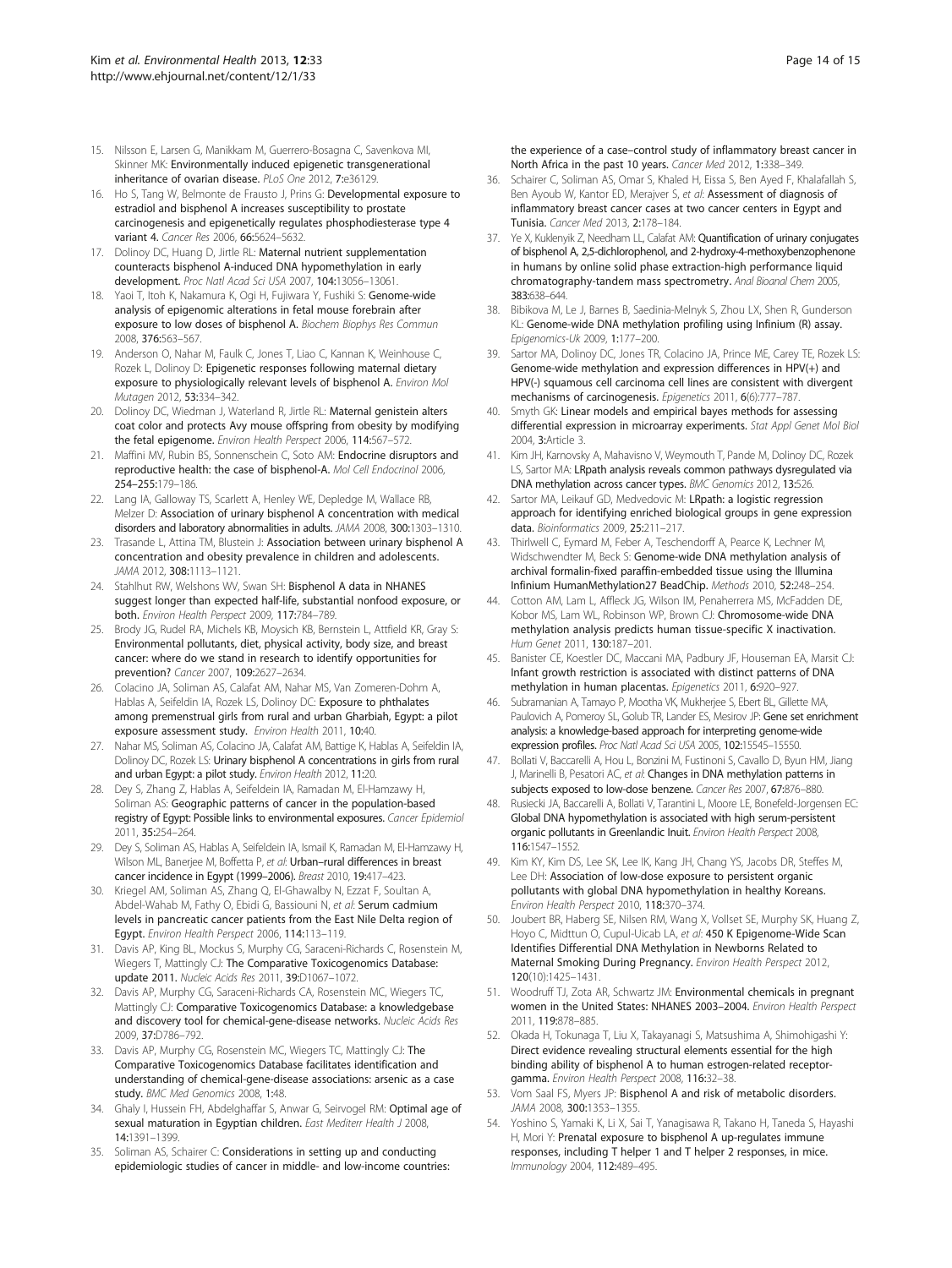15. Nilsson E, Larsen G, Manikkam M, Guerrero-Bosagna C, Savenkova MI, Skinner MK: **Environmentally induced epigenetic transgenerational inheritance of ovarian disease.** *PLoS One* 2012, **7:**e36129.
16. Ho S, Tang W, Belmonte de Frausto J, Prins G: **Developmental exposure to estradiol and bisphenol A increases susceptibility to prostate carcinogenesis and epigenetically regulates phosphodiesterase type 4 variant 4.** *Cancer Res* 2006, **66:**5624–5632.
17. Dolinoy DC, Huang D, Jirtle RL: **Maternal nutrient supplementation counteracts bisphenol A-induced DNA hypomethylation in early development.** *Proc Natl Acad Sci USA* 2007, **104:**13056–13061.
18. Yaoi T, Itoh K, Nakamura K, Ogi H, Fujiwara Y, Fushiki S: **Genome-wide analysis of epigenomic alterations in fetal mouse forebrain after exposure to low doses of bisphenol A.** *Biochem Biophys Res Commun* 2008, **376:**563–567.
19. Anderson O, Nahar M, Faulk C, Jones T, Liao C, Kannan K, Weinhouse C, Rozek L, Dolinoy D: **Epigenetic responses following maternal dietary exposure to physiologically relevant levels of bisphenol A.** *Environ Mol Mutagen* 2012, **53:**334–342.
20. Dolinoy DC, Wiedman J, Waterland R, Jirtle RL: **Maternal genistein alters coat color and protects Avy mouse offspring from obesity by modifying the fetal epigenome.** *Environ Health Perspect* 2006, **114:**567–572.
21. Maffini MV, Rubin BS, Sonnenschein C, Soto AM: **Endocrine disruptors and reproductive health: the case of bisphenol-A.** *Mol Cell Endocrinol* 2006, **254–255:**179–186.
22. Lang IA, Galloway TS, Scarlett A, Henley WE, Depledge M, Wallace RB, Melzer D: **Association of urinary bisphenol A concentration with medical disorders and laboratory abnormalities in adults.** *JAMA* 2008, **300:**1303–1310.
23. Trasande L, Attina TM, Blustein J: **Association between urinary bisphenol A concentration and obesity prevalence in children and adolescents.** *JAMA* 2012, **308:**1113–1121.
24. Stahlhut RW, Welshons WV, Swan SH: **Bisphenol A data in NHANES suggest longer than expected half-life, substantial nonfood exposure, or both.** *Environ Health Perspect* 2009, **117:**784–789.
25. Brody JG, Rudel RA, Michels KB, Moysich KB, Bernstein L, Attfield KR, Gray S: **Environmental pollutants, diet, physical activity, body size, and breast cancer: where do we stand in research to identify opportunities for prevention?** *Cancer* 2007, **109:**2627–2634.
26. Colacino JA, Soliman AS, Calafat AM, Nahar MS, Van Zomeren-Dohm A, Hablas A, Seifeldin IA, Rozek LS, Dolinoy DC: **Exposure to phthalates among premenstrual girls from rural and urban Gharbiah, Egypt: a pilot exposure assessment study.** *Environ Health* 2011, **10:**40.
27. Nahar MS, Soliman AS, Colacino JA, Calafat AM, Battige K, Hablas A, Seifeldin IA, Dolinoy DC, Rozek LS: **Urinary bisphenol A concentrations in girls from rural and urban Egypt: a pilot study.** *Environ Health* 2012, **11:**20.
28. Dey S, Zhang Z, Hablas A, Seifeldein IA, Ramadan M, El-Hamzawy H, Soliman AS: **Geographic patterns of cancer in the population-based registry of Egypt: Possible links to environmental exposures.** *Cancer Epidemiol* 2011, **35:**254–264.
29. Dey S, Soliman AS, Hablas A, Seifeldein IA, Ismail K, Ramadan M, El-Hamzawy H, Wilson ML, Banerjee M, Boffetta P, *et al*: **Urban–rural differences in breast cancer incidence in Egypt (1999–2006).** *Breast* 2010, **19:**417–423.
30. Kriegel AM, Soliman AS, Zhang Q, El-Ghawalby N, Ezzat F, Soultan A, Abdel-Wahab M, Fathy O, Ebidi G, Bassiouni N, *et al*: **Serum cadmium levels in pancreatic cancer patients from the East Nile Delta region of Egypt.** *Environ Health Perspect* 2006, **114:**113–119.
31. Davis AP, King BL, Mockus S, Murphy CG, Saraceni-Richards C, Rosenstein M, Wiegers T, Mattingly CJ: **The Comparative Toxicogenomics Database: update 2011.** *Nucleic Acids Res* 2011, **39:**D1067–1072.
32. Davis AP, Murphy CG, Saraceni-Richards CA, Rosenstein MC, Wiegers TC, Mattingly CJ: **Comparative Toxicogenomics Database: a knowledgebase and discovery tool for chemical-gene-disease networks.** *Nucleic Acids Res* 2009, **37:**D786–792.
33. Davis AP, Murphy CG, Rosenstein MC, Wiegers TC, Mattingly CJ: **The Comparative Toxicogenomics Database facilitates identification and understanding of chemical-gene-disease associations: arsenic as a case study.** *BMC Med Genomics* 2008, **1:**48.
34. Ghaly I, Hussein FH, Abdelghaffar S, Anwar G, Seirvogel RM: **Optimal age of sexual maturation in Egyptian children.** *East Mediterr Health J* 2008, **14:**1391–1399.
35. Soliman AS, Schairer C: **Considerations in setting up and conducting epidemiologic studies of cancer in middle- and low-income countries: the experience of a case–control study of inflammatory breast cancer in North Africa in the past 10 years.** *Cancer Med* 2012, **1:**338–349.
36. Schairer C, Soliman AS, Omar S, Khaled H, Eissa S, Ben Ayed F, Khalafallah S, Ben Ayoub W, Kantor ED, Merajver S, *et al*: **Assessment of diagnosis of inflammatory breast cancer cases at two cancer centers in Egypt and Tunisia.** *Cancer Med* 2013, **2:**178–184.
37. Ye X, Kuklenyik Z, Needham LL, Calafat AM: **Quantification of urinary conjugates of bisphenol A, 2,5-dichlorophenol, and 2-hydroxy-4-methoxybenzophenone in humans by online solid phase extraction-high performance liquid chromatography-tandem mass spectrometry.** *Anal Bioanal Chem* 2005, **383:**638–644.
38. Bibikova M, Le J, Barnes B, Saedinia-Melnyk S, Zhou LX, Shen R, Gunderson KL: **Genome-wide DNA methylation profiling using Infinium (R) assay.** *Epigenomics-Uk* 2009, **1:**177–200.
39. Sartor MA, Dolinoy DC, Jones TR, Colacino JA, Prince ME, Carey TE, Rozek LS: **Genome-wide methylation and expression differences in HPV(+) and HPV(-) squamous cell carcinoma cell lines are consistent with divergent mechanisms of carcinogenesis.** *Epigenetics* 2011, **6**(6)**:**777–787.
40. Smyth GK: **Linear models and empirical bayes methods for assessing differential expression in microarray experiments.** *Stat Appl Genet Mol Biol* 2004, **3:**Article 3.
41. Kim JH, Karnovsky A, Mahavisno V, Weymouth T, Pande M, Dolinoy DC, Rozek LS, Sartor MA: **LRpath analysis reveals common pathways dysregulated via DNA methylation across cancer types.** *BMC Genomics* 2012, **13:**526.
42. Sartor MA, Leikauf GD, Medvedovic M: **LRpath: a logistic regression approach for identifying enriched biological groups in gene expression data.** *Bioinformatics* 2009, **25:**211–217.
43. Thirlwell C, Eymard M, Feber A, Teschendorff A, Pearce K, Lechner M, Widschwendter M, Beck S: **Genome-wide DNA methylation analysis of archival formalin-fixed paraffin-embedded tissue using the Illumina Infinium HumanMethylation27 BeadChip.** *Methods* 2010, **52:**248–254.
44. Cotton AM, Lam L, Affleck JG, Wilson IM, Penaherrera MS, McFadden DE, Kobor MS, Lam WL, Robinson WP, Brown CJ: **Chromosome-wide DNA methylation analysis predicts human tissue-specific X inactivation.** *Hum Genet* 2011, **130:**187–201.
45. Banister CE, Koestler DC, Maccani MA, Padbury JF, Houseman EA, Marsit CJ: **Infant growth restriction is associated with distinct patterns of DNA methylation in human placentas.** *Epigenetics* 2011, **6:**920–927.
46. Subramanian A, Tamayo P, Mootha VK, Mukherjee S, Ebert BL, Gillette MA, Paulovich A, Pomeroy SL, Golub TR, Lander ES, Mesirov JP: **Gene set enrichment analysis: a knowledge-based approach for interpreting genome-wide expression profiles.** *Proc Natl Acad Sci USA* 2005, **102:**15545–15550.
47. Bollati V, Baccarelli A, Hou L, Bonzini M, Fustinoni S, Cavallo D, Byun HM, Jiang J, Marinelli B, Pesatori AC, *et al*: **Changes in DNA methylation patterns in subjects exposed to low-dose benzene.** *Cancer Res* 2007, **67:**876–880.
48. Rusiecki JA, Baccarelli A, Bollati V, Tarantini L, Moore LE, Bonefeld-Jorgensen EC: **Global DNA hypomethylation is associated with high serum-persistent organic pollutants in Greenlandic Inuit.** *Environ Health Perspect* 2008, **116:**1547–1552.
49. Kim KY, Kim DS, Lee SK, Lee IK, Kang JH, Chang YS, Jacobs DR, Steffes M, Lee DH: **Association of low-dose exposure to persistent organic pollutants with global DNA hypomethylation in healthy Koreans.** *Environ Health Perspect* 2010, **118:**370–374.
50. Joubert BR, Haberg SE, Nilsen RM, Wang X, Vollset SE, Murphy SK, Huang Z, Hoyo C, Midttun O, Cupul-Uicab LA, *et al*: **450 K Epigenome-Wide Scan Identifies Differential DNA Methylation in Newborns Related to Maternal Smoking During Pregnancy.** *Environ Health Perspect* 2012, **120**(10)**:**1425–1431.
51. Woodruff TJ, Zota AR, Schwartz JM: **Environmental chemicals in pregnant women in the United States: NHANES 2003–2004.** *Environ Health Perspect* 2011, **119:**878–885.
52. Okada H, Tokunaga T, Liu X, Takayanagi S, Matsushima A, Shimohigashi Y: **Direct evidence revealing structural elements essential for the high binding ability of bisphenol A to human estrogen-related receptor-gamma.** *Environ Health Perspect* 2008, **116:**32–38.
53. Vom Saal FS, Myers JP: **Bisphenol A and risk of metabolic disorders.** *JAMA* 2008, **300:**1353–1355.
54. Yoshino S, Yamaki K, Li X, Sai T, Yanagisawa R, Takano H, Taneda S, Hayashi H, Mori Y: **Prenatal exposure to bisphenol A up-regulates immune responses, including T helper 1 and T helper 2 responses, in mice.** *Immunology* 2004, **112:**489–495.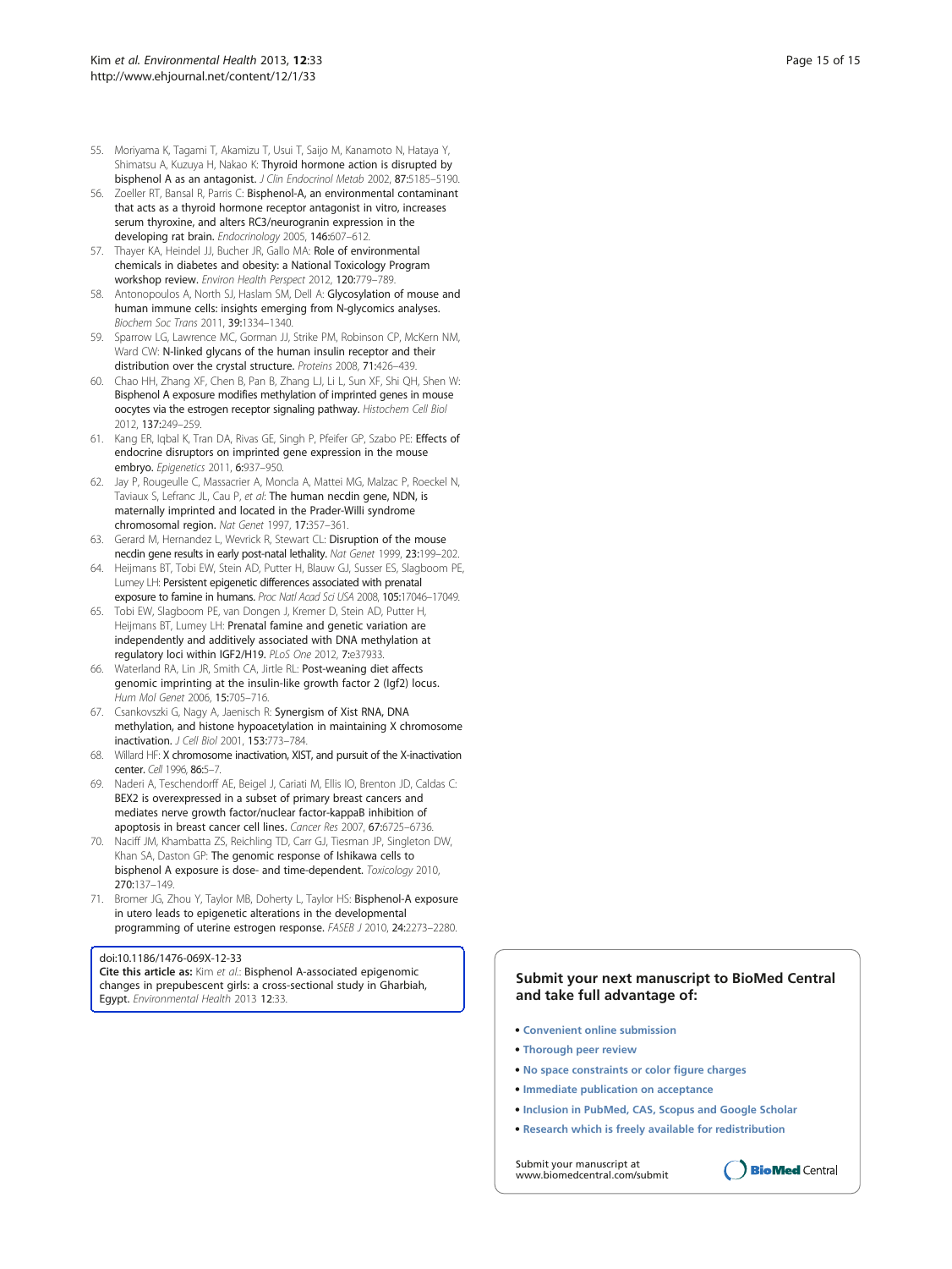55. Moriyama K, Tagami T, Akamizu T, Usui T, Saijo M, Kanamoto N, Hataya Y, Shimatsu A, Kuzuya H, Nakao K: **Thyroid hormone action is disrupted by bisphenol A as an antagonist.** *J Clin Endocrinol Metab* 2002, **87:**5185–5190.
56. Zoeller RT, Bansal R, Parris C: **Bisphenol-A, an environmental contaminant that acts as a thyroid hormone receptor antagonist in vitro, increases serum thyroxine, and alters RC3/neurogranin expression in the developing rat brain.** *Endocrinology* 2005, **146:**607–612.
57. Thayer KA, Heindel JJ, Bucher JR, Gallo MA: **Role of environmental chemicals in diabetes and obesity: a National Toxicology Program workshop review.** *Environ Health Perspect* 2012, **120:**779–789.
58. Antonopoulos A, North SJ, Haslam SM, Dell A: **Glycosylation of mouse and human immune cells: insights emerging from N-glycomics analyses.** *Biochem Soc Trans* 2011, **39:**1334–1340.
59. Sparrow LG, Lawrence MC, Gorman JJ, Strike PM, Robinson CP, McKern NM, Ward CW: **N-linked glycans of the human insulin receptor and their distribution over the crystal structure.** *Proteins* 2008, **71:**426–439.
60. Chao HH, Zhang XF, Chen B, Pan B, Zhang LJ, Li L, Sun XF, Shi QH, Shen W: **Bisphenol A exposure modifies methylation of imprinted genes in mouse oocytes via the estrogen receptor signaling pathway.** *Histochem Cell Biol* 2012, **137:**249–259.
61. Kang ER, Iqbal K, Tran DA, Rivas GE, Singh P, Pfeifer GP, Szabo PE: **Effects of endocrine disruptors on imprinted gene expression in the mouse embryo.** *Epigenetics* 2011, **6:**937–950.
62. Jay P, Rougeulle C, Massacrier A, Moncla A, Mattei MG, Malzac P, Roeckel N, Taviaux S, Lefranc JL, Cau P, *et al*: **The human necdin gene, NDN, is maternally imprinted and located in the Prader-Willi syndrome chromosomal region.** *Nat Genet* 1997, **17:**357–361.
63. Gerard M, Hernandez L, Wevrick R, Stewart CL: **Disruption of the mouse necdin gene results in early post-natal lethality.** *Nat Genet* 1999, **23:**199–202.
64. Heijmans BT, Tobi EW, Stein AD, Putter H, Blauw GJ, Susser ES, Slagboom PE, Lumey LH: **Persistent epigenetic differences associated with prenatal exposure to famine in humans.** *Proc Natl Acad Sci USA* 2008, **105:**17046–17049.
65. Tobi EW, Slagboom PE, van Dongen J, Kremer D, Stein AD, Putter H, Heijmans BT, Lumey LH: **Prenatal famine and genetic variation are independently and additively associated with DNA methylation at regulatory loci within IGF2/H19.** *PLoS One* 2012, **7:**e37933.
66. Waterland RA, Lin JR, Smith CA, Jirtle RL: **Post-weaning diet affects genomic imprinting at the insulin-like growth factor 2 (Igf2) locus.** *Hum Mol Genet* 2006, **15:**705–716.
67. Csankovszki G, Nagy A, Jaenisch R: **Synergism of Xist RNA, DNA methylation, and histone hypoacetylation in maintaining X chromosome inactivation.** *J Cell Biol* 2001, **153:**773–784.
68. Willard HF: **X chromosome inactivation, XIST, and pursuit of the X-inactivation center.** *Cell* 1996, **86:**5–7.
69. Naderi A, Teschendorff AE, Beigel J, Cariati M, Ellis IO, Brenton JD, Caldas C: **BEX2 is overexpressed in a subset of primary breast cancers and mediates nerve growth factor/nuclear factor-kappaB inhibition of apoptosis in breast cancer cell lines.** *Cancer Res* 2007, **67:**6725–6736.
70. Naciff JM, Khambatta ZS, Reichling TD, Carr GJ, Tiesman JP, Singleton DW, Khan SA, Daston GP: **The genomic response of Ishikawa cells to bisphenol A exposure is dose- and time-dependent.** *Toxicology* 2010, **270:**137–149.
71. Bromer JG, Zhou Y, Taylor MB, Doherty L, Taylor HS: **Bisphenol-A exposure in utero leads to epigenetic alterations in the developmental programming of uterine estrogen response.** *FASEB J* 2010, **24:**2273–2280.

doi:10.1186/1476-069X-12-33
**Cite this article as:** Kim *et al.*: Bisphenol A-associated epigenomic changes in prepubescent girls: a cross-sectional study in Gharbiah, Egypt. *Environmental Health* 2013 **12**:33.

**Submit your next manuscript to BioMed Central and take full advantage of:**

- **Convenient online submission**
- **Thorough peer review**
- **No space constraints or color figure charges**
- **Immediate publication on acceptance**
- **Inclusion in PubMed, CAS, Scopus and Google Scholar**
- **Research which is freely available for redistribution**

Submit your manuscript at
www.biomedcentral.com/submit

BioMed Central